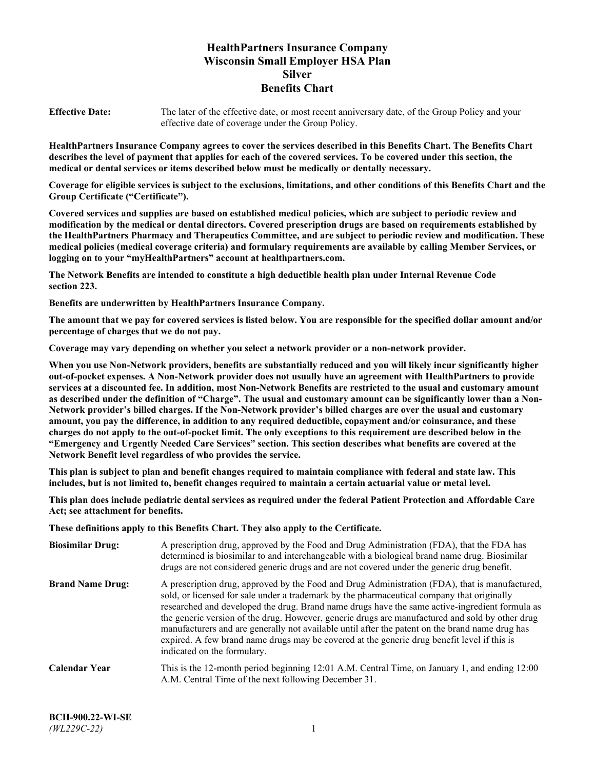# HealthPartners Insurance Company
# Wisconsin Small Employer HSA Plan
# Silver
# Benefits Chart

**Effective Date:** The later of the effective date, or most recent anniversary date, of the Group Policy and your effective date of coverage under the Group Policy.

**HealthPartners Insurance Company agrees to cover the services described in this Benefits Chart. The Benefits Chart describes the level of payment that applies for each of the covered services. To be covered under this section, the medical or dental services or items described below must be medically or dentally necessary.**

**Coverage for eligible services is subject to the exclusions, limitations, and other conditions of this Benefits Chart and the Group Certificate ("Certificate").**

**Covered services and supplies are based on established medical policies, which are subject to periodic review and modification by the medical or dental directors. Covered prescription drugs are based on requirements established by the HealthPartners Pharmacy and Therapeutics Committee, and are subject to periodic review and modification. These medical policies (medical coverage criteria) and formulary requirements are available by calling Member Services, or logging on to your "myHealthPartners" account at healthpartners.com.**

**The Network Benefits are intended to constitute a high deductible health plan under Internal Revenue Code section 223.**

**Benefits are underwritten by HealthPartners Insurance Company.**

**The amount that we pay for covered services is listed below. You are responsible for the specified dollar amount and/or percentage of charges that we do not pay.**

**Coverage may vary depending on whether you select a network provider or a non-network provider.**

**When you use Non-Network providers, benefits are substantially reduced and you will likely incur significantly higher out-of-pocket expenses. A Non-Network provider does not usually have an agreement with HealthPartners to provide services at a discounted fee. In addition, most Non-Network Benefits are restricted to the usual and customary amount as described under the definition of "Charge". The usual and customary amount can be significantly lower than a Non-Network provider's billed charges. If the Non-Network provider's billed charges are over the usual and customary amount, you pay the difference, in addition to any required deductible, copayment and/or coinsurance, and these charges do not apply to the out-of-pocket limit. The only exceptions to this requirement are described below in the "Emergency and Urgently Needed Care Services" section. This section describes what benefits are covered at the Network Benefit level regardless of who provides the service.**

**This plan is subject to plan and benefit changes required to maintain compliance with federal and state law. This includes, but is not limited to, benefit changes required to maintain a certain actuarial value or metal level.**

**This plan does include pediatric dental services as required under the federal Patient Protection and Affordable Care Act; see attachment for benefits.**

**These definitions apply to this Benefits Chart. They also apply to the Certificate.**

**Biosimilar Drug:** A prescription drug, approved by the Food and Drug Administration (FDA), that the FDA has determined is biosimilar to and interchangeable with a biological brand name drug. Biosimilar drugs are not considered generic drugs and are not covered under the generic drug benefit.

**Brand Name Drug:** A prescription drug, approved by the Food and Drug Administration (FDA), that is manufactured, sold, or licensed for sale under a trademark by the pharmaceutical company that originally researched and developed the drug. Brand name drugs have the same active-ingredient formula as the generic version of the drug. However, generic drugs are manufactured and sold by other drug manufacturers and are generally not available until after the patent on the brand name drug has expired. A few brand name drugs may be covered at the generic drug benefit level if this is indicated on the formulary.

**Calendar Year** This is the 12-month period beginning 12:01 A.M. Central Time, on January 1, and ending 12:00 A.M. Central Time of the next following December 31.

**BCH-900.22-WI-SE**
*(WL229C-22)*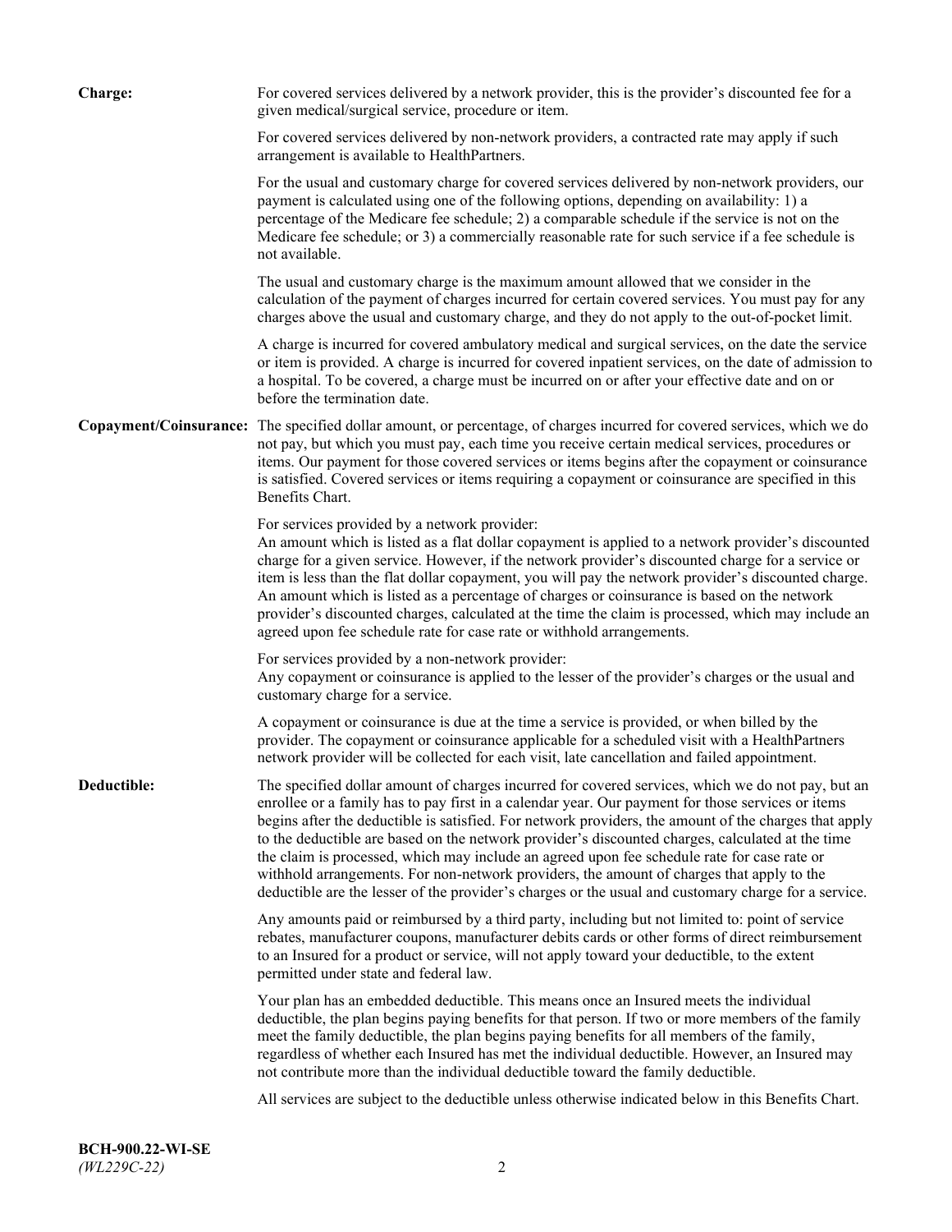**Charge:** For covered services delivered by a network provider, this is the provider's discounted fee for a given medical/surgical service, procedure or item.

For covered services delivered by non-network providers, a contracted rate may apply if such arrangement is available to HealthPartners.

For the usual and customary charge for covered services delivered by non-network providers, our payment is calculated using one of the following options, depending on availability: 1) a percentage of the Medicare fee schedule; 2) a comparable schedule if the service is not on the Medicare fee schedule; or 3) a commercially reasonable rate for such service if a fee schedule is not available.

The usual and customary charge is the maximum amount allowed that we consider in the calculation of the payment of charges incurred for certain covered services. You must pay for any charges above the usual and customary charge, and they do not apply to the out-of-pocket limit.

A charge is incurred for covered ambulatory medical and surgical services, on the date the service or item is provided. A charge is incurred for covered inpatient services, on the date of admission to a hospital. To be covered, a charge must be incurred on or after your effective date and on or before the termination date.

**Copayment/Coinsurance:** The specified dollar amount, or percentage, of charges incurred for covered services, which we do not pay, but which you must pay, each time you receive certain medical services, procedures or items. Our payment for those covered services or items begins after the copayment or coinsurance is satisfied. Covered services or items requiring a copayment or coinsurance are specified in this Benefits Chart.

For services provided by a network provider:
An amount which is listed as a flat dollar copayment is applied to a network provider's discounted charge for a given service. However, if the network provider's discounted charge for a service or item is less than the flat dollar copayment, you will pay the network provider's discounted charge. An amount which is listed as a percentage of charges or coinsurance is based on the network provider's discounted charges, calculated at the time the claim is processed, which may include an agreed upon fee schedule rate for case rate or withhold arrangements.

For services provided by a non-network provider:
Any copayment or coinsurance is applied to the lesser of the provider's charges or the usual and customary charge for a service.

A copayment or coinsurance is due at the time a service is provided, or when billed by the provider. The copayment or coinsurance applicable for a scheduled visit with a HealthPartners network provider will be collected for each visit, late cancellation and failed appointment.

**Deductible:** The specified dollar amount of charges incurred for covered services, which we do not pay, but an enrollee or a family has to pay first in a calendar year. Our payment for those services or items begins after the deductible is satisfied. For network providers, the amount of the charges that apply to the deductible are based on the network provider's discounted charges, calculated at the time the claim is processed, which may include an agreed upon fee schedule rate for case rate or withhold arrangements. For non-network providers, the amount of charges that apply to the deductible are the lesser of the provider's charges or the usual and customary charge for a service.

Any amounts paid or reimbursed by a third party, including but not limited to: point of service rebates, manufacturer coupons, manufacturer debits cards or other forms of direct reimbursement to an Insured for a product or service, will not apply toward your deductible, to the extent permitted under state and federal law.

Your plan has an embedded deductible. This means once an Insured meets the individual deductible, the plan begins paying benefits for that person. If two or more members of the family meet the family deductible, the plan begins paying benefits for all members of the family, regardless of whether each Insured has met the individual deductible. However, an Insured may not contribute more than the individual deductible toward the family deductible.

All services are subject to the deductible unless otherwise indicated below in this Benefits Chart.

**BCH-900.22-WI-SE**
*(WL229C-22)*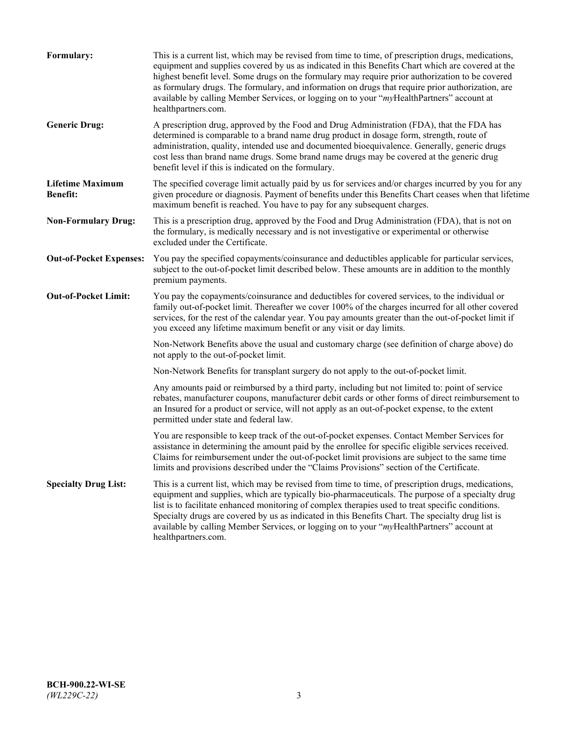**Formulary:** This is a current list, which may be revised from time to time, of prescription drugs, medications, equipment and supplies covered by us as indicated in this Benefits Chart which are covered at the highest benefit level. Some drugs on the formulary may require prior authorization to be covered as formulary drugs. The formulary, and information on drugs that require prior authorization, are available by calling Member Services, or logging on to your "*my*HealthPartners" account at healthpartners.com.

**Generic Drug:** A prescription drug, approved by the Food and Drug Administration (FDA), that the FDA has determined is comparable to a brand name drug product in dosage form, strength, route of administration, quality, intended use and documented bioequivalence. Generally, generic drugs cost less than brand name drugs. Some brand name drugs may be covered at the generic drug benefit level if this is indicated on the formulary.

**Lifetime Maximum Benefit:** The specified coverage limit actually paid by us for services and/or charges incurred by you for any given procedure or diagnosis. Payment of benefits under this Benefits Chart ceases when that lifetime maximum benefit is reached. You have to pay for any subsequent charges.

**Non-Formulary Drug:** This is a prescription drug, approved by the Food and Drug Administration (FDA), that is not on the formulary, is medically necessary and is not investigative or experimental or otherwise excluded under the Certificate.

**Out-of-Pocket Expenses:** You pay the specified copayments/coinsurance and deductibles applicable for particular services, subject to the out-of-pocket limit described below. These amounts are in addition to the monthly premium payments.

**Out-of-Pocket Limit:** You pay the copayments/coinsurance and deductibles for covered services, to the individual or family out-of-pocket limit. Thereafter we cover 100% of the charges incurred for all other covered services, for the rest of the calendar year. You pay amounts greater than the out-of-pocket limit if you exceed any lifetime maximum benefit or any visit or day limits.

Non-Network Benefits above the usual and customary charge (see definition of charge above) do not apply to the out-of-pocket limit.

Non-Network Benefits for transplant surgery do not apply to the out-of-pocket limit.

Any amounts paid or reimbursed by a third party, including but not limited to: point of service rebates, manufacturer coupons, manufacturer debit cards or other forms of direct reimbursement to an Insured for a product or service, will not apply as an out-of-pocket expense, to the extent permitted under state and federal law.

You are responsible to keep track of the out-of-pocket expenses. Contact Member Services for assistance in determining the amount paid by the enrollee for specific eligible services received. Claims for reimbursement under the out-of-pocket limit provisions are subject to the same time limits and provisions described under the "Claims Provisions" section of the Certificate.

**Specialty Drug List:** This is a current list, which may be revised from time to time, of prescription drugs, medications, equipment and supplies, which are typically bio-pharmaceuticals. The purpose of a specialty drug list is to facilitate enhanced monitoring of complex therapies used to treat specific conditions. Specialty drugs are covered by us as indicated in this Benefits Chart. The specialty drug list is available by calling Member Services, or logging on to your "*my*HealthPartners" account at healthpartners.com.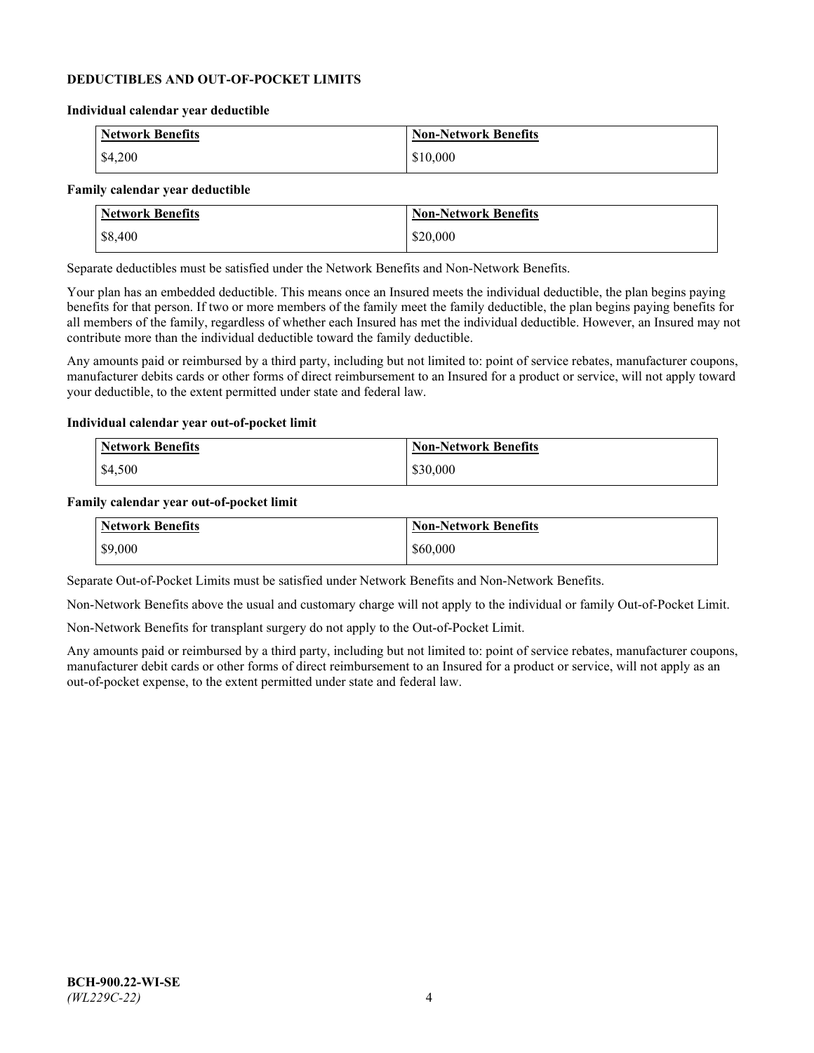## DEDUCTIBLES AND OUT-OF-POCKET LIMITS

### Individual calendar year deductible

| Network Benefits | Non-Network Benefits |
|---|---|
| $4,200 | $10,000 |

### Family calendar year deductible

| Network Benefits | Non-Network Benefits |
|---|---|
| $8,400 | $20,000 |

Separate deductibles must be satisfied under the Network Benefits and Non-Network Benefits.

Your plan has an embedded deductible. This means once an Insured meets the individual deductible, the plan begins paying benefits for that person. If two or more members of the family meet the family deductible, the plan begins paying benefits for all members of the family, regardless of whether each Insured has met the individual deductible. However, an Insured may not contribute more than the individual deductible toward the family deductible.

Any amounts paid or reimbursed by a third party, including but not limited to: point of service rebates, manufacturer coupons, manufacturer debits cards or other forms of direct reimbursement to an Insured for a product or service, will not apply toward your deductible, to the extent permitted under state and federal law.

### Individual calendar year out-of-pocket limit

| Network Benefits | Non-Network Benefits |
|---|---|
| $4,500 | $30,000 |

### Family calendar year out-of-pocket limit

| Network Benefits | Non-Network Benefits |
|---|---|
| $9,000 | $60,000 |

Separate Out-of-Pocket Limits must be satisfied under Network Benefits and Non-Network Benefits.

Non-Network Benefits above the usual and customary charge will not apply to the individual or family Out-of-Pocket Limit.

Non-Network Benefits for transplant surgery do not apply to the Out-of-Pocket Limit.

Any amounts paid or reimbursed by a third party, including but not limited to: point of service rebates, manufacturer coupons, manufacturer debit cards or other forms of direct reimbursement to an Insured for a product or service, will not apply as an out-of-pocket expense, to the extent permitted under state and federal law.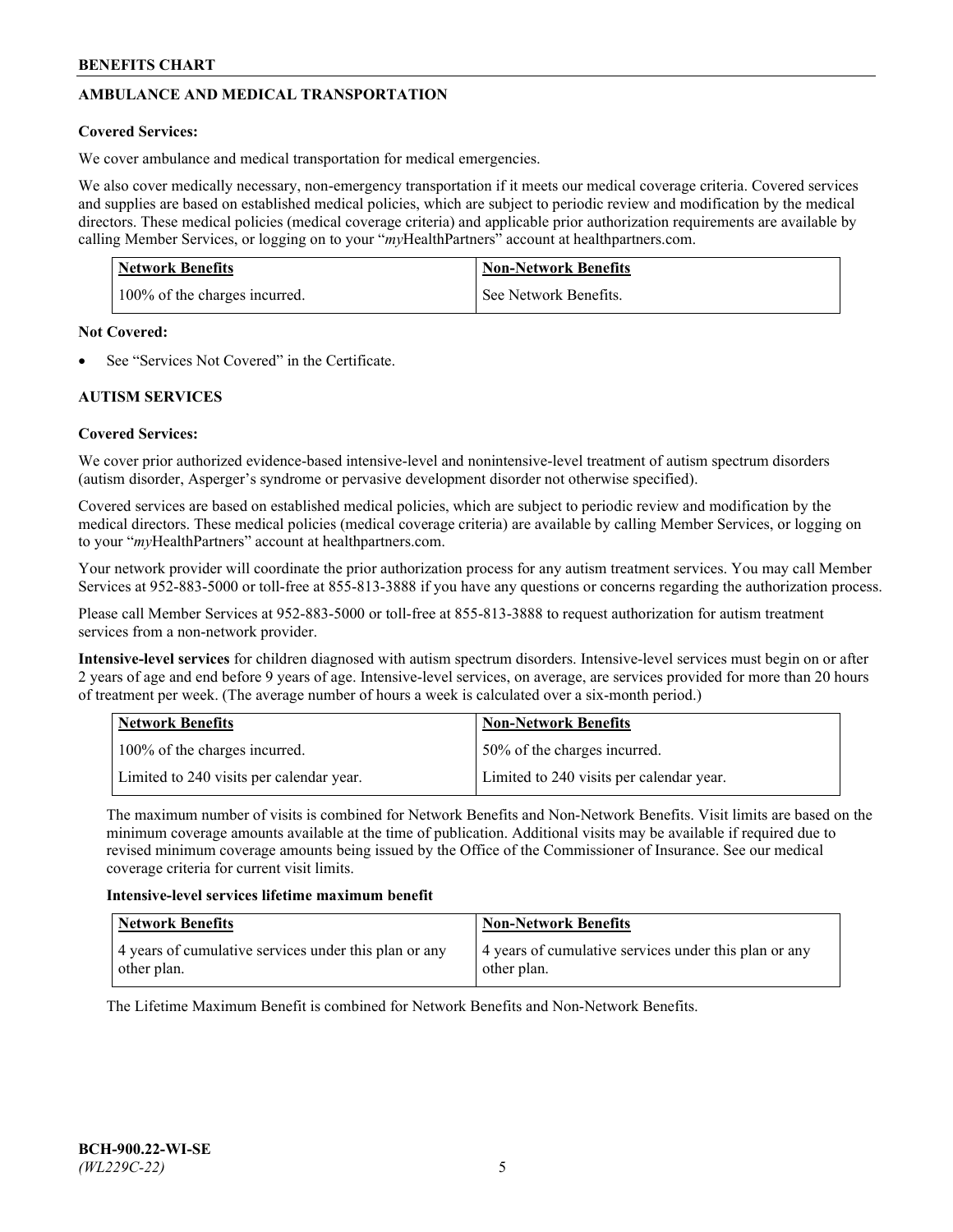## AMBULANCE AND MEDICAL TRANSPORTATION

**Covered Services:**

We cover ambulance and medical transportation for medical emergencies.

We also cover medically necessary, non-emergency transportation if it meets our medical coverage criteria. Covered services and supplies are based on established medical policies, which are subject to periodic review and modification by the medical directors. These medical policies (medical coverage criteria) and applicable prior authorization requirements are available by calling Member Services, or logging on to your "*my*HealthPartners" account at healthpartners.com.

| Network Benefits | Non-Network Benefits |
|---|---|
| 100% of the charges incurred. | See Network Benefits. |

**Not Covered:**

- See "Services Not Covered" in the Certificate.

## AUTISM SERVICES

**Covered Services:**

We cover prior authorized evidence-based intensive-level and nonintensive-level treatment of autism spectrum disorders (autism disorder, Asperger's syndrome or pervasive development disorder not otherwise specified).

Covered services are based on established medical policies, which are subject to periodic review and modification by the medical directors. These medical policies (medical coverage criteria) are available by calling Member Services, or logging on to your "*my*HealthPartners" account at healthpartners.com.

Your network provider will coordinate the prior authorization process for any autism treatment services. You may call Member Services at 952-883-5000 or toll-free at 855-813-3888 if you have any questions or concerns regarding the authorization process.

Please call Member Services at 952-883-5000 or toll-free at 855-813-3888 to request authorization for autism treatment services from a non-network provider.

**Intensive-level services** for children diagnosed with autism spectrum disorders. Intensive-level services must begin on or after 2 years of age and end before 9 years of age. Intensive-level services, on average, are services provided for more than 20 hours of treatment per week. (The average number of hours a week is calculated over a six-month period.)

| Network Benefits | Non-Network Benefits |
|---|---|
| 100% of the charges incurred. | 50% of the charges incurred. |
| Limited to 240 visits per calendar year. | Limited to 240 visits per calendar year. |

The maximum number of visits is combined for Network Benefits and Non-Network Benefits. Visit limits are based on the minimum coverage amounts available at the time of publication. Additional visits may be available if required due to revised minimum coverage amounts being issued by the Office of the Commissioner of Insurance. See our medical coverage criteria for current visit limits.

**Intensive-level services lifetime maximum benefit**

| Network Benefits | Non-Network Benefits |
|---|---|
| 4 years of cumulative services under this plan or any other plan. | 4 years of cumulative services under this plan or any other plan. |

The Lifetime Maximum Benefit is combined for Network Benefits and Non-Network Benefits.

BCH-900.22-WI-SE
*(WL229C-22)*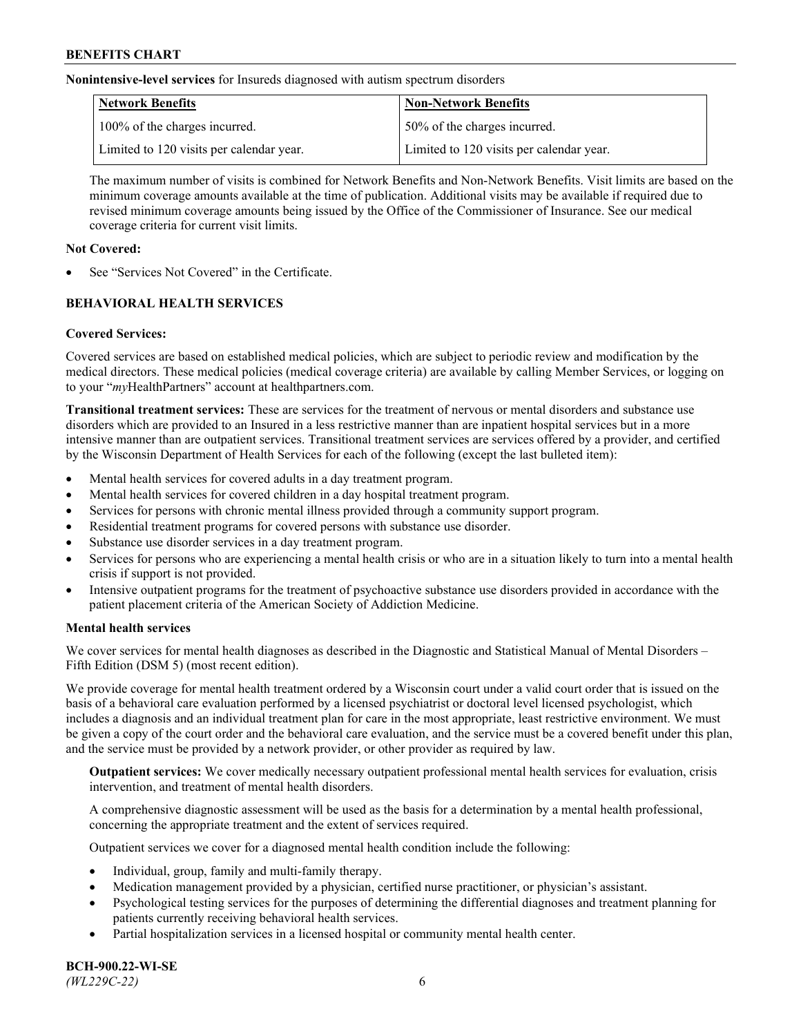**Nonintensive-level services** for Insureds diagnosed with autism spectrum disorders

| Network Benefits | Non-Network Benefits |
| --- | --- |
| 100% of the charges incurred. | 50% of the charges incurred. |
| Limited to 120 visits per calendar year. | Limited to 120 visits per calendar year. |

The maximum number of visits is combined for Network Benefits and Non-Network Benefits. Visit limits are based on the minimum coverage amounts available at the time of publication. Additional visits may be available if required due to revised minimum coverage amounts being issued by the Office of the Commissioner of Insurance. See our medical coverage criteria for current visit limits.

**Not Covered:**

- See "Services Not Covered" in the Certificate.

## BEHAVIORAL HEALTH SERVICES

**Covered Services:**

Covered services are based on established medical policies, which are subject to periodic review and modification by the medical directors. These medical policies (medical coverage criteria) are available by calling Member Services, or logging on to your "*my*HealthPartners" account at healthpartners.com.

**Transitional treatment services:** These are services for the treatment of nervous or mental disorders and substance use disorders which are provided to an Insured in a less restrictive manner than are inpatient hospital services but in a more intensive manner than are outpatient services. Transitional treatment services are services offered by a provider, and certified by the Wisconsin Department of Health Services for each of the following (except the last bulleted item):

- Mental health services for covered adults in a day treatment program.
- Mental health services for covered children in a day hospital treatment program.
- Services for persons with chronic mental illness provided through a community support program.
- Residential treatment programs for covered persons with substance use disorder.
- Substance use disorder services in a day treatment program.
- Services for persons who are experiencing a mental health crisis or who are in a situation likely to turn into a mental health crisis if support is not provided.
- Intensive outpatient programs for the treatment of psychoactive substance use disorders provided in accordance with the patient placement criteria of the American Society of Addiction Medicine.

**Mental health services**

We cover services for mental health diagnoses as described in the Diagnostic and Statistical Manual of Mental Disorders – Fifth Edition (DSM 5) (most recent edition).

We provide coverage for mental health treatment ordered by a Wisconsin court under a valid court order that is issued on the basis of a behavioral care evaluation performed by a licensed psychiatrist or doctoral level licensed psychologist, which includes a diagnosis and an individual treatment plan for care in the most appropriate, least restrictive environment. We must be given a copy of the court order and the behavioral care evaluation, and the service must be a covered benefit under this plan, and the service must be provided by a network provider, or other provider as required by law.

**Outpatient services:** We cover medically necessary outpatient professional mental health services for evaluation, crisis intervention, and treatment of mental health disorders.

A comprehensive diagnostic assessment will be used as the basis for a determination by a mental health professional, concerning the appropriate treatment and the extent of services required.

Outpatient services we cover for a diagnosed mental health condition include the following:

- Individual, group, family and multi-family therapy.
- Medication management provided by a physician, certified nurse practitioner, or physician's assistant.
- Psychological testing services for the purposes of determining the differential diagnoses and treatment planning for patients currently receiving behavioral health services.
- Partial hospitalization services in a licensed hospital or community mental health center.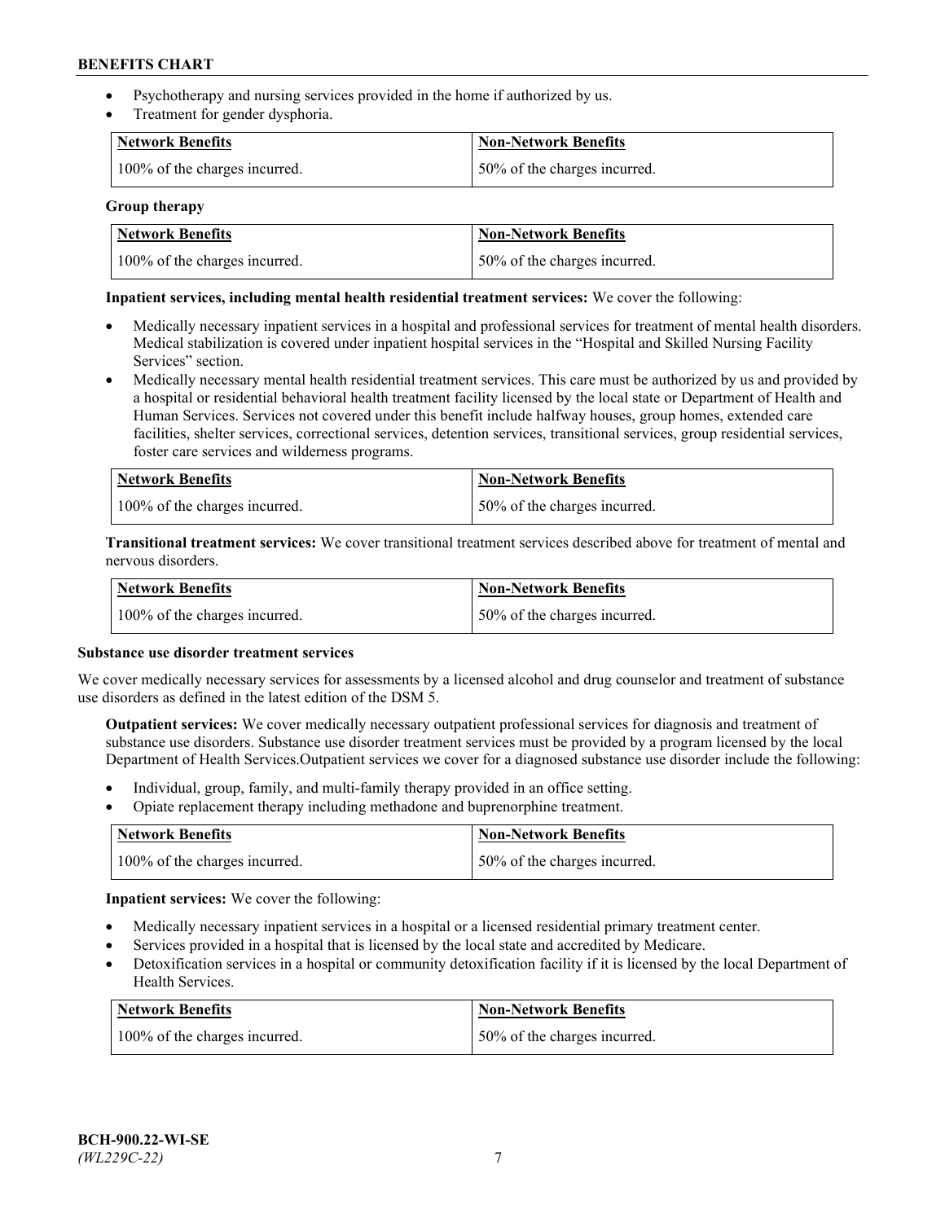- Psychotherapy and nursing services provided in the home if authorized by us.
- Treatment for gender dysphoria.

| Network Benefits | Non-Network Benefits |
| --- | --- |
| 100% of the charges incurred. | 50% of the charges incurred. |

**Group therapy**

| Network Benefits | Non-Network Benefits |
| --- | --- |
| 100% of the charges incurred. | 50% of the charges incurred. |

**Inpatient services, including mental health residential treatment services:** We cover the following:

- Medically necessary inpatient services in a hospital and professional services for treatment of mental health disorders. Medical stabilization is covered under inpatient hospital services in the "Hospital and Skilled Nursing Facility Services" section.
- Medically necessary mental health residential treatment services. This care must be authorized by us and provided by a hospital or residential behavioral health treatment facility licensed by the local state or Department of Health and Human Services. Services not covered under this benefit include halfway houses, group homes, extended care facilities, shelter services, correctional services, detention services, transitional services, group residential services, foster care services and wilderness programs.

| Network Benefits | Non-Network Benefits |
| --- | --- |
| 100% of the charges incurred. | 50% of the charges incurred. |

**Transitional treatment services:** We cover transitional treatment services described above for treatment of mental and nervous disorders.

| Network Benefits | Non-Network Benefits |
| --- | --- |
| 100% of the charges incurred. | 50% of the charges incurred. |

**Substance use disorder treatment services**

We cover medically necessary services for assessments by a licensed alcohol and drug counselor and treatment of substance use disorders as defined in the latest edition of the DSM 5.

**Outpatient services:** We cover medically necessary outpatient professional services for diagnosis and treatment of substance use disorders. Substance use disorder treatment services must be provided by a program licensed by the local Department of Health Services.Outpatient services we cover for a diagnosed substance use disorder include the following:

- Individual, group, family, and multi-family therapy provided in an office setting.
- Opiate replacement therapy including methadone and buprenorphine treatment.

| Network Benefits | Non-Network Benefits |
| --- | --- |
| 100% of the charges incurred. | 50% of the charges incurred. |

**Inpatient services:** We cover the following:

- Medically necessary inpatient services in a hospital or a licensed residential primary treatment center.
- Services provided in a hospital that is licensed by the local state and accredited by Medicare.
- Detoxification services in a hospital or community detoxification facility if it is licensed by the local Department of Health Services.

| Network Benefits | Non-Network Benefits |
| --- | --- |
| 100% of the charges incurred. | 50% of the charges incurred. |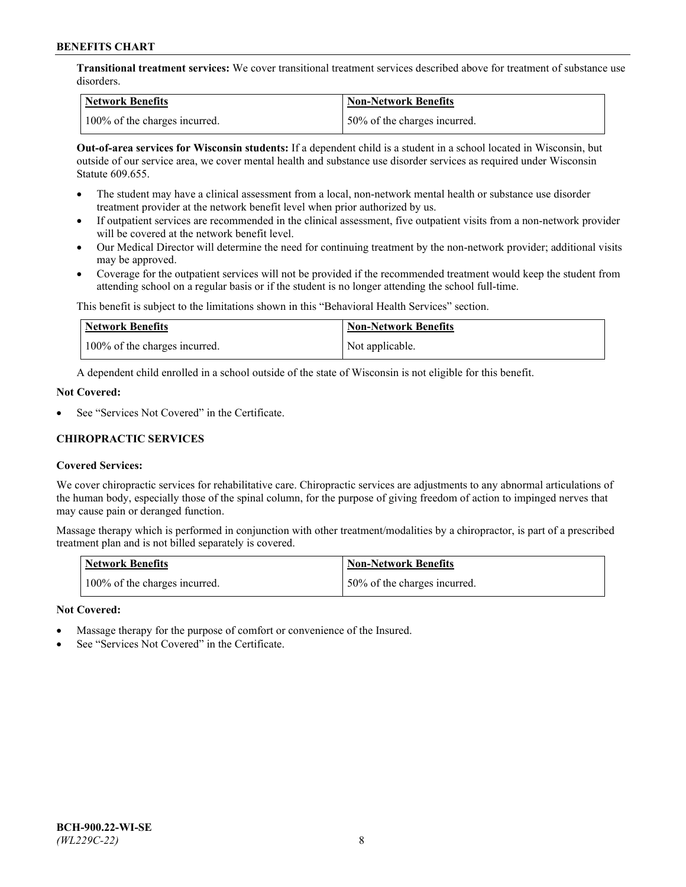**Transitional treatment services:** We cover transitional treatment services described above for treatment of substance use disorders.

| Network Benefits | Non-Network Benefits |
| --- | --- |
| 100% of the charges incurred. | 50% of the charges incurred. |

**Out-of-area services for Wisconsin students:** If a dependent child is a student in a school located in Wisconsin, but outside of our service area, we cover mental health and substance use disorder services as required under Wisconsin Statute 609.655.

- The student may have a clinical assessment from a local, non-network mental health or substance use disorder treatment provider at the network benefit level when prior authorized by us.
- If outpatient services are recommended in the clinical assessment, five outpatient visits from a non-network provider will be covered at the network benefit level.
- Our Medical Director will determine the need for continuing treatment by the non-network provider; additional visits may be approved.
- Coverage for the outpatient services will not be provided if the recommended treatment would keep the student from attending school on a regular basis or if the student is no longer attending the school full-time.

This benefit is subject to the limitations shown in this "Behavioral Health Services" section.

| Network Benefits | Non-Network Benefits |
| --- | --- |
| 100% of the charges incurred. | Not applicable. |

A dependent child enrolled in a school outside of the state of Wisconsin is not eligible for this benefit.

**Not Covered:**

- See "Services Not Covered" in the Certificate.

### CHIROPRACTIC SERVICES

**Covered Services:**

We cover chiropractic services for rehabilitative care. Chiropractic services are adjustments to any abnormal articulations of the human body, especially those of the spinal column, for the purpose of giving freedom of action to impinged nerves that may cause pain or deranged function.

Massage therapy which is performed in conjunction with other treatment/modalities by a chiropractor, is part of a prescribed treatment plan and is not billed separately is covered.

| Network Benefits | Non-Network Benefits |
| --- | --- |
| 100% of the charges incurred. | 50% of the charges incurred. |

**Not Covered:**

- Massage therapy for the purpose of comfort or convenience of the Insured.
- See "Services Not Covered" in the Certificate.

BCH-900.22-WI-SE
*(WL229C-22)*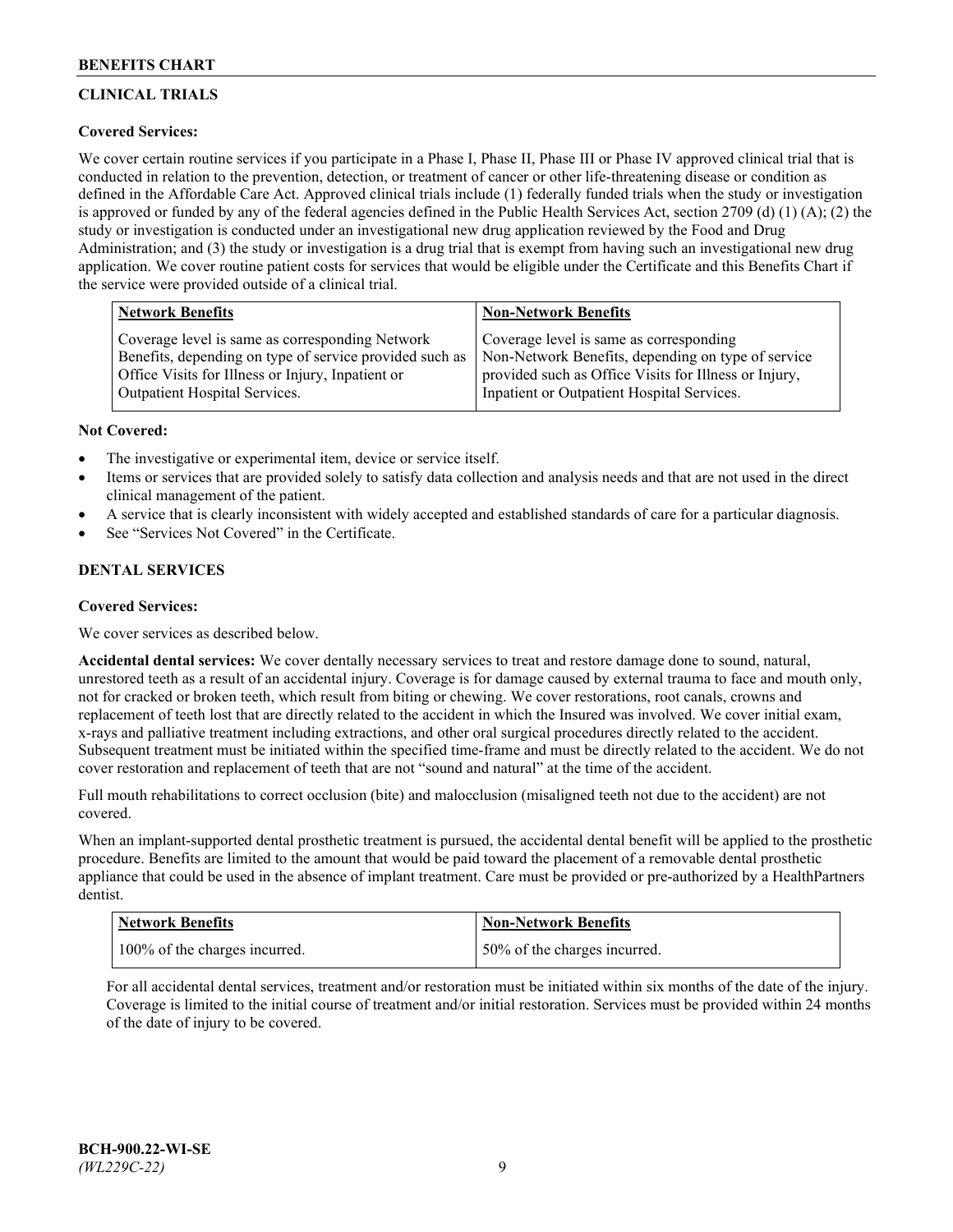## CLINICAL TRIALS

### Covered Services:

We cover certain routine services if you participate in a Phase I, Phase II, Phase III or Phase IV approved clinical trial that is conducted in relation to the prevention, detection, or treatment of cancer or other life-threatening disease or condition as defined in the Affordable Care Act. Approved clinical trials include (1) federally funded trials when the study or investigation is approved or funded by any of the federal agencies defined in the Public Health Services Act, section 2709 (d) (1) (A); (2) the study or investigation is conducted under an investigational new drug application reviewed by the Food and Drug Administration; and (3) the study or investigation is a drug trial that is exempt from having such an investigational new drug application. We cover routine patient costs for services that would be eligible under the Certificate and this Benefits Chart if the service were provided outside of a clinical trial.

| Network Benefits | Non-Network Benefits |
| --- | --- |
| Coverage level is same as corresponding Network Benefits, depending on type of service provided such as Office Visits for Illness or Injury, Inpatient or Outpatient Hospital Services. | Coverage level is same as corresponding Non-Network Benefits, depending on type of service provided such as Office Visits for Illness or Injury, Inpatient or Outpatient Hospital Services. |

### Not Covered:

- The investigative or experimental item, device or service itself.
- Items or services that are provided solely to satisfy data collection and analysis needs and that are not used in the direct clinical management of the patient.
- A service that is clearly inconsistent with widely accepted and established standards of care for a particular diagnosis.
- See "Services Not Covered" in the Certificate.

## DENTAL SERVICES

### Covered Services:

We cover services as described below.

**Accidental dental services:** We cover dentally necessary services to treat and restore damage done to sound, natural, unrestored teeth as a result of an accidental injury. Coverage is for damage caused by external trauma to face and mouth only, not for cracked or broken teeth, which result from biting or chewing. We cover restorations, root canals, crowns and replacement of teeth lost that are directly related to the accident in which the Insured was involved. We cover initial exam, x-rays and palliative treatment including extractions, and other oral surgical procedures directly related to the accident. Subsequent treatment must be initiated within the specified time-frame and must be directly related to the accident. We do not cover restoration and replacement of teeth that are not "sound and natural" at the time of the accident.

Full mouth rehabilitations to correct occlusion (bite) and malocclusion (misaligned teeth not due to the accident) are not covered.

When an implant-supported dental prosthetic treatment is pursued, the accidental dental benefit will be applied to the prosthetic procedure. Benefits are limited to the amount that would be paid toward the placement of a removable dental prosthetic appliance that could be used in the absence of implant treatment. Care must be provided or pre-authorized by a HealthPartners dentist.

| Network Benefits | Non-Network Benefits |
| --- | --- |
| 100% of the charges incurred. | 50% of the charges incurred. |

For all accidental dental services, treatment and/or restoration must be initiated within six months of the date of the injury. Coverage is limited to the initial course of treatment and/or initial restoration. Services must be provided within 24 months of the date of injury to be covered.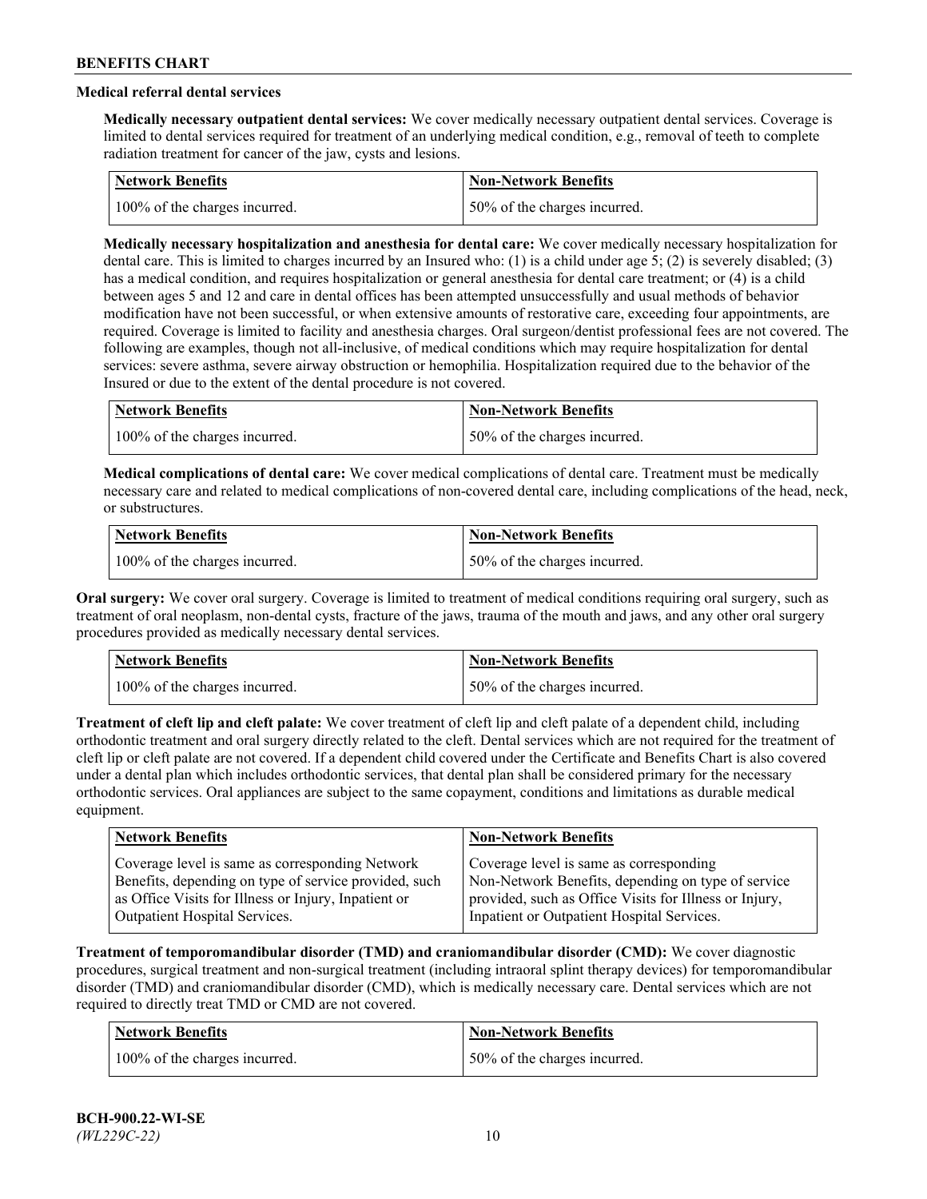### Medical referral dental services

**Medically necessary outpatient dental services:** We cover medically necessary outpatient dental services. Coverage is limited to dental services required for treatment of an underlying medical condition, e.g., removal of teeth to complete radiation treatment for cancer of the jaw, cysts and lesions.

| Network Benefits | Non-Network Benefits |
| --- | --- |
| 100% of the charges incurred. | 50% of the charges incurred. |

**Medically necessary hospitalization and anesthesia for dental care:** We cover medically necessary hospitalization for dental care. This is limited to charges incurred by an Insured who: (1) is a child under age 5; (2) is severely disabled; (3) has a medical condition, and requires hospitalization or general anesthesia for dental care treatment; or (4) is a child between ages 5 and 12 and care in dental offices has been attempted unsuccessfully and usual methods of behavior modification have not been successful, or when extensive amounts of restorative care, exceeding four appointments, are required. Coverage is limited to facility and anesthesia charges. Oral surgeon/dentist professional fees are not covered. The following are examples, though not all-inclusive, of medical conditions which may require hospitalization for dental services: severe asthma, severe airway obstruction or hemophilia. Hospitalization required due to the behavior of the Insured or due to the extent of the dental procedure is not covered.

| Network Benefits | Non-Network Benefits |
| --- | --- |
| 100% of the charges incurred. | 50% of the charges incurred. |

**Medical complications of dental care:** We cover medical complications of dental care. Treatment must be medically necessary care and related to medical complications of non-covered dental care, including complications of the head, neck, or substructures.

| Network Benefits | Non-Network Benefits |
| --- | --- |
| 100% of the charges incurred. | 50% of the charges incurred. |

**Oral surgery:** We cover oral surgery. Coverage is limited to treatment of medical conditions requiring oral surgery, such as treatment of oral neoplasm, non-dental cysts, fracture of the jaws, trauma of the mouth and jaws, and any other oral surgery procedures provided as medically necessary dental services.

| Network Benefits | Non-Network Benefits |
| --- | --- |
| 100% of the charges incurred. | 50% of the charges incurred. |

**Treatment of cleft lip and cleft palate:** We cover treatment of cleft lip and cleft palate of a dependent child, including orthodontic treatment and oral surgery directly related to the cleft. Dental services which are not required for the treatment of cleft lip or cleft palate are not covered. If a dependent child covered under the Certificate and Benefits Chart is also covered under a dental plan which includes orthodontic services, that dental plan shall be considered primary for the necessary orthodontic services. Oral appliances are subject to the same copayment, conditions and limitations as durable medical equipment.

| Network Benefits | Non-Network Benefits |
| --- | --- |
| Coverage level is same as corresponding Network Benefits, depending on type of service provided, such as Office Visits for Illness or Injury, Inpatient or Outpatient Hospital Services. | Coverage level is same as corresponding Non-Network Benefits, depending on type of service provided, such as Office Visits for Illness or Injury, Inpatient or Outpatient Hospital Services. |

**Treatment of temporomandibular disorder (TMD) and craniomandibular disorder (CMD):** We cover diagnostic procedures, surgical treatment and non-surgical treatment (including intraoral splint therapy devices) for temporomandibular disorder (TMD) and craniomandibular disorder (CMD), which is medically necessary care. Dental services which are not required to directly treat TMD or CMD are not covered.

| Network Benefits | Non-Network Benefits |
| --- | --- |
| 100% of the charges incurred. | 50% of the charges incurred. |

BCH-900.22-WI-SE
*(WL229C-22)*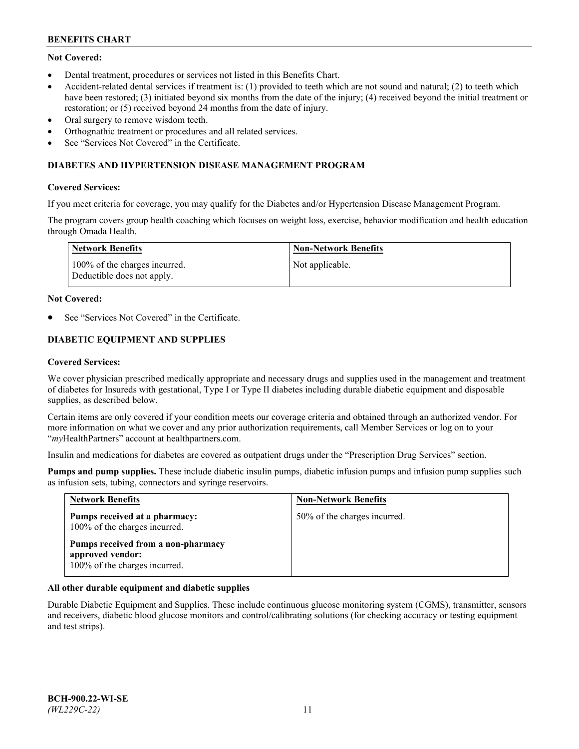**Not Covered:**

- Dental treatment, procedures or services not listed in this Benefits Chart.
- Accident-related dental services if treatment is: (1) provided to teeth which are not sound and natural; (2) to teeth which have been restored; (3) initiated beyond six months from the date of the injury; (4) received beyond the initial treatment or restoration; or (5) received beyond 24 months from the date of injury.
- Oral surgery to remove wisdom teeth.
- Orthognathic treatment or procedures and all related services.
- See "Services Not Covered" in the Certificate.

## DIABETES AND HYPERTENSION DISEASE MANAGEMENT PROGRAM

**Covered Services:**

If you meet criteria for coverage, you may qualify for the Diabetes and/or Hypertension Disease Management Program.

The program covers group health coaching which focuses on weight loss, exercise, behavior modification and health education through Omada Health.

| Network Benefits | Non-Network Benefits |
| --- | --- |
| 100% of the charges incurred. Deductible does not apply. | Not applicable. |

**Not Covered:**

- See "Services Not Covered" in the Certificate.

## DIABETIC EQUIPMENT AND SUPPLIES

**Covered Services:**

We cover physician prescribed medically appropriate and necessary drugs and supplies used in the management and treatment of diabetes for Insureds with gestational, Type I or Type II diabetes including durable diabetic equipment and disposable supplies, as described below.

Certain items are only covered if your condition meets our coverage criteria and obtained through an authorized vendor. For more information on what we cover and any prior authorization requirements, call Member Services or log on to your "*my*HealthPartners" account at healthpartners.com.

Insulin and medications for diabetes are covered as outpatient drugs under the "Prescription Drug Services" section.

**Pumps and pump supplies.** These include diabetic insulin pumps, diabetic infusion pumps and infusion pump supplies such as infusion sets, tubing, connectors and syringe reservoirs.

| Network Benefits | Non-Network Benefits |
| --- | --- |
| **Pumps received at a pharmacy:** 100% of the charges incurred.<br><br>**Pumps received from a non-pharmacy approved vendor:** 100% of the charges incurred. | 50% of the charges incurred. |

**All other durable equipment and diabetic supplies**

Durable Diabetic Equipment and Supplies. These include continuous glucose monitoring system (CGMS), transmitter, sensors and receivers, diabetic blood glucose monitors and control/calibrating solutions (for checking accuracy or testing equipment and test strips).

**BCH-900.22-WI-SE**
*(WL229C-22)*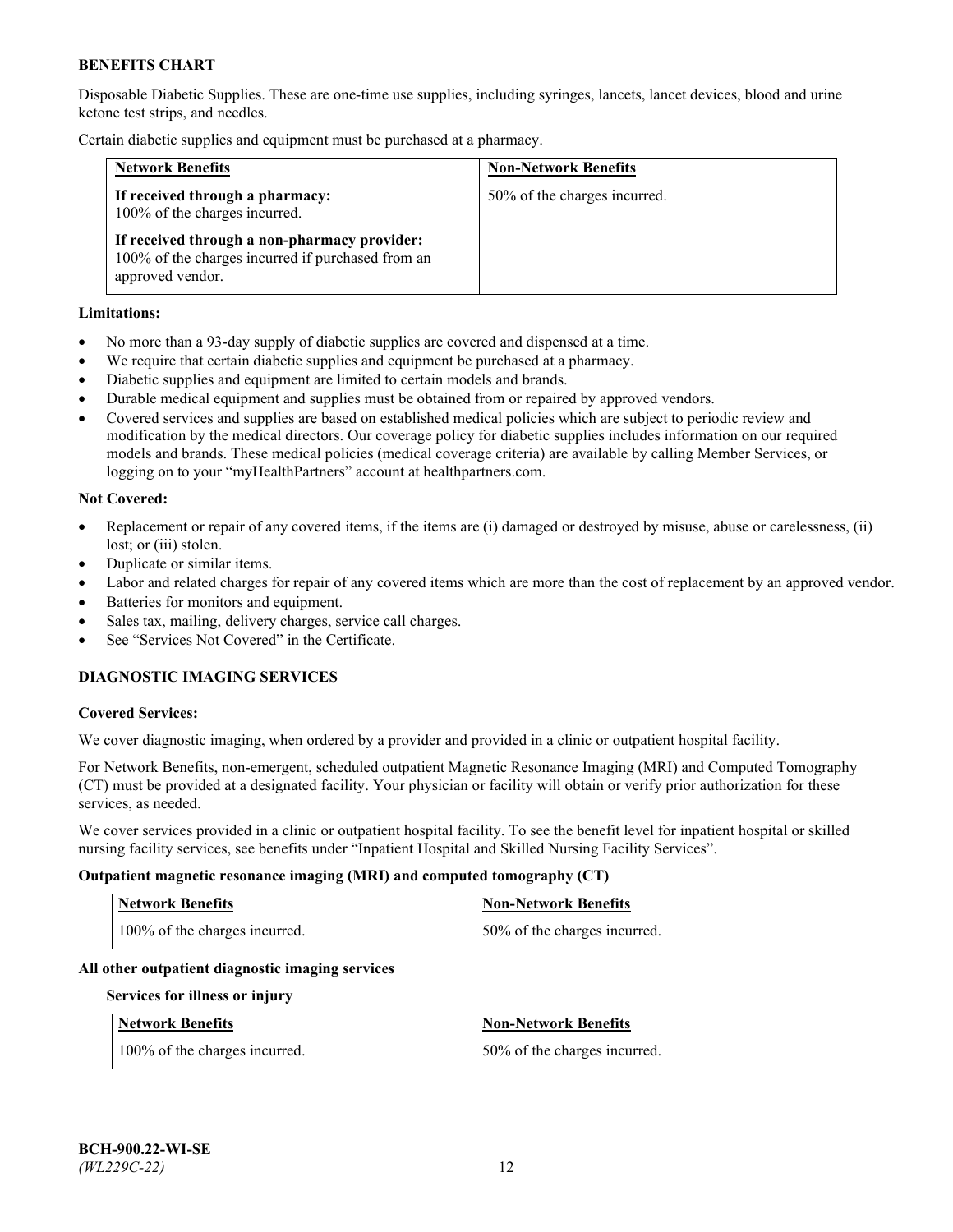Disposable Diabetic Supplies. These are one-time use supplies, including syringes, lancets, lancet devices, blood and urine ketone test strips, and needles.

Certain diabetic supplies and equipment must be purchased at a pharmacy.

| Network Benefits | Non-Network Benefits |
| --- | --- |
| **If received through a pharmacy:** 100% of the charges incurred.<br><br>**If received through a non-pharmacy provider:** 100% of the charges incurred if purchased from an approved vendor. | 50% of the charges incurred. |

**Limitations:**

- No more than a 93-day supply of diabetic supplies are covered and dispensed at a time.
- We require that certain diabetic supplies and equipment be purchased at a pharmacy.
- Diabetic supplies and equipment are limited to certain models and brands.
- Durable medical equipment and supplies must be obtained from or repaired by approved vendors.
- Covered services and supplies are based on established medical policies which are subject to periodic review and modification by the medical directors. Our coverage policy for diabetic supplies includes information on our required models and brands. These medical policies (medical coverage criteria) are available by calling Member Services, or logging on to your "myHealthPartners" account at healthpartners.com.

**Not Covered:**

- Replacement or repair of any covered items, if the items are (i) damaged or destroyed by misuse, abuse or carelessness, (ii) lost; or (iii) stolen.
- Duplicate or similar items.
- Labor and related charges for repair of any covered items which are more than the cost of replacement by an approved vendor.
- Batteries for monitors and equipment.
- Sales tax, mailing, delivery charges, service call charges.
- See "Services Not Covered" in the Certificate.

## DIAGNOSTIC IMAGING SERVICES

**Covered Services:**

We cover diagnostic imaging, when ordered by a provider and provided in a clinic or outpatient hospital facility.

For Network Benefits, non-emergent, scheduled outpatient Magnetic Resonance Imaging (MRI) and Computed Tomography (CT) must be provided at a designated facility. Your physician or facility will obtain or verify prior authorization for these services, as needed.

We cover services provided in a clinic or outpatient hospital facility. To see the benefit level for inpatient hospital or skilled nursing facility services, see benefits under "Inpatient Hospital and Skilled Nursing Facility Services".

**Outpatient magnetic resonance imaging (MRI) and computed tomography (CT)**

| Network Benefits | Non-Network Benefits |
| --- | --- |
| 100% of the charges incurred. | 50% of the charges incurred. |

**All other outpatient diagnostic imaging services**

**Services for illness or injury**

| Network Benefits | Non-Network Benefits |
| --- | --- |
| 100% of the charges incurred. | 50% of the charges incurred. |

**BCH-900.22-WI-SE**
*(WL229C-22)*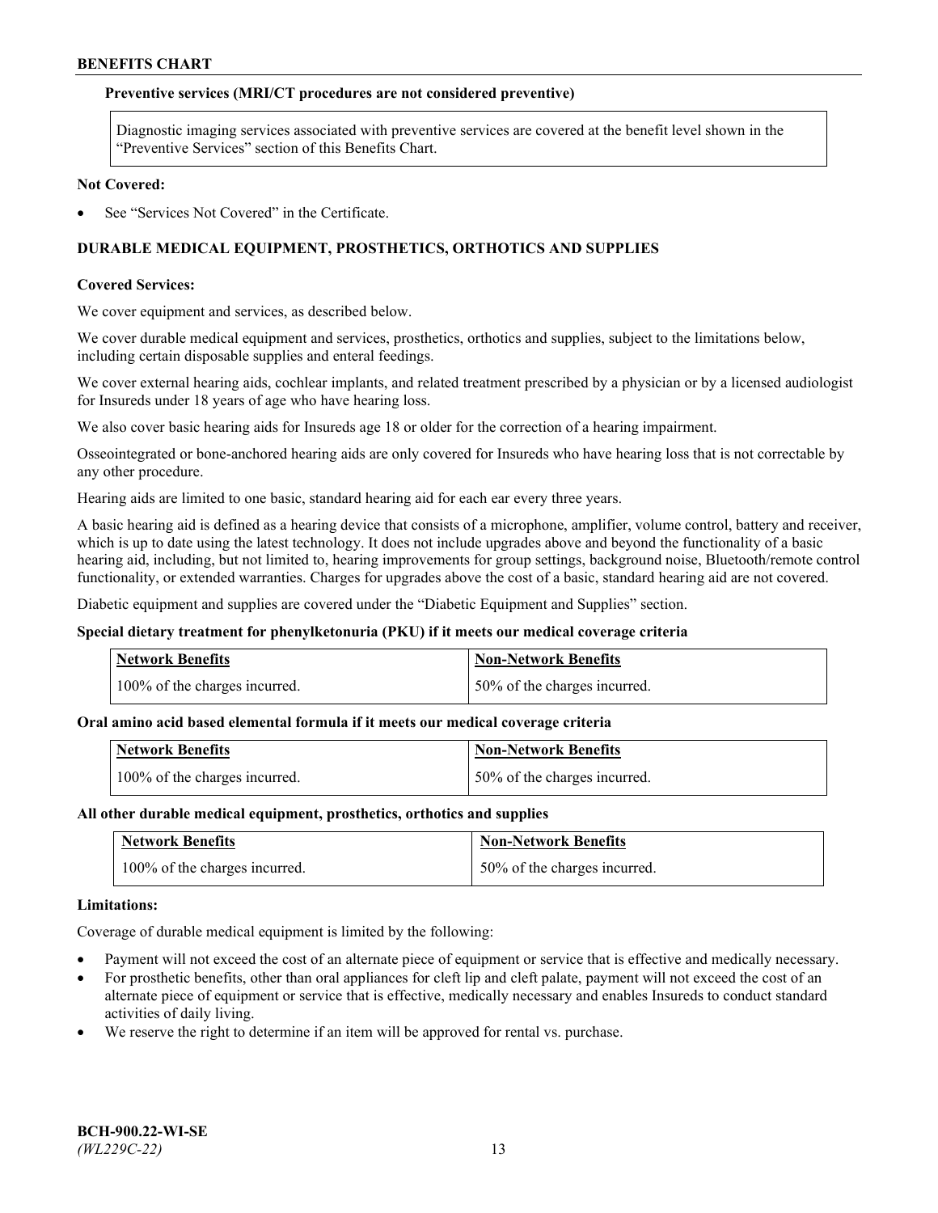**Preventive services (MRI/CT procedures are not considered preventive)**

| Diagnostic imaging services associated with preventive services are covered at the benefit level shown in the "Preventive Services" section of this Benefits Chart. |
| --- |

**Not Covered:**

- See "Services Not Covered" in the Certificate.

## DURABLE MEDICAL EQUIPMENT, PROSTHETICS, ORTHOTICS AND SUPPLIES

**Covered Services:**

We cover equipment and services, as described below.

We cover durable medical equipment and services, prosthetics, orthotics and supplies, subject to the limitations below, including certain disposable supplies and enteral feedings.

We cover external hearing aids, cochlear implants, and related treatment prescribed by a physician or by a licensed audiologist for Insureds under 18 years of age who have hearing loss.

We also cover basic hearing aids for Insureds age 18 or older for the correction of a hearing impairment.

Osseointegrated or bone-anchored hearing aids are only covered for Insureds who have hearing loss that is not correctable by any other procedure.

Hearing aids are limited to one basic, standard hearing aid for each ear every three years.

A basic hearing aid is defined as a hearing device that consists of a microphone, amplifier, volume control, battery and receiver, which is up to date using the latest technology. It does not include upgrades above and beyond the functionality of a basic hearing aid, including, but not limited to, hearing improvements for group settings, background noise, Bluetooth/remote control functionality, or extended warranties. Charges for upgrades above the cost of a basic, standard hearing aid are not covered.

Diabetic equipment and supplies are covered under the "Diabetic Equipment and Supplies" section.

**Special dietary treatment for phenylketonuria (PKU) if it meets our medical coverage criteria**

| Network Benefits | Non-Network Benefits |
| --- | --- |
| 100% of the charges incurred. | 50% of the charges incurred. |

**Oral amino acid based elemental formula if it meets our medical coverage criteria**

| Network Benefits | Non-Network Benefits |
| --- | --- |
| 100% of the charges incurred. | 50% of the charges incurred. |

**All other durable medical equipment, prosthetics, orthotics and supplies**

| Network Benefits | Non-Network Benefits |
| --- | --- |
| 100% of the charges incurred. | 50% of the charges incurred. |

**Limitations:**

Coverage of durable medical equipment is limited by the following:

- Payment will not exceed the cost of an alternate piece of equipment or service that is effective and medically necessary.
- For prosthetic benefits, other than oral appliances for cleft lip and cleft palate, payment will not exceed the cost of an alternate piece of equipment or service that is effective, medically necessary and enables Insureds to conduct standard activities of daily living.
- We reserve the right to determine if an item will be approved for rental vs. purchase.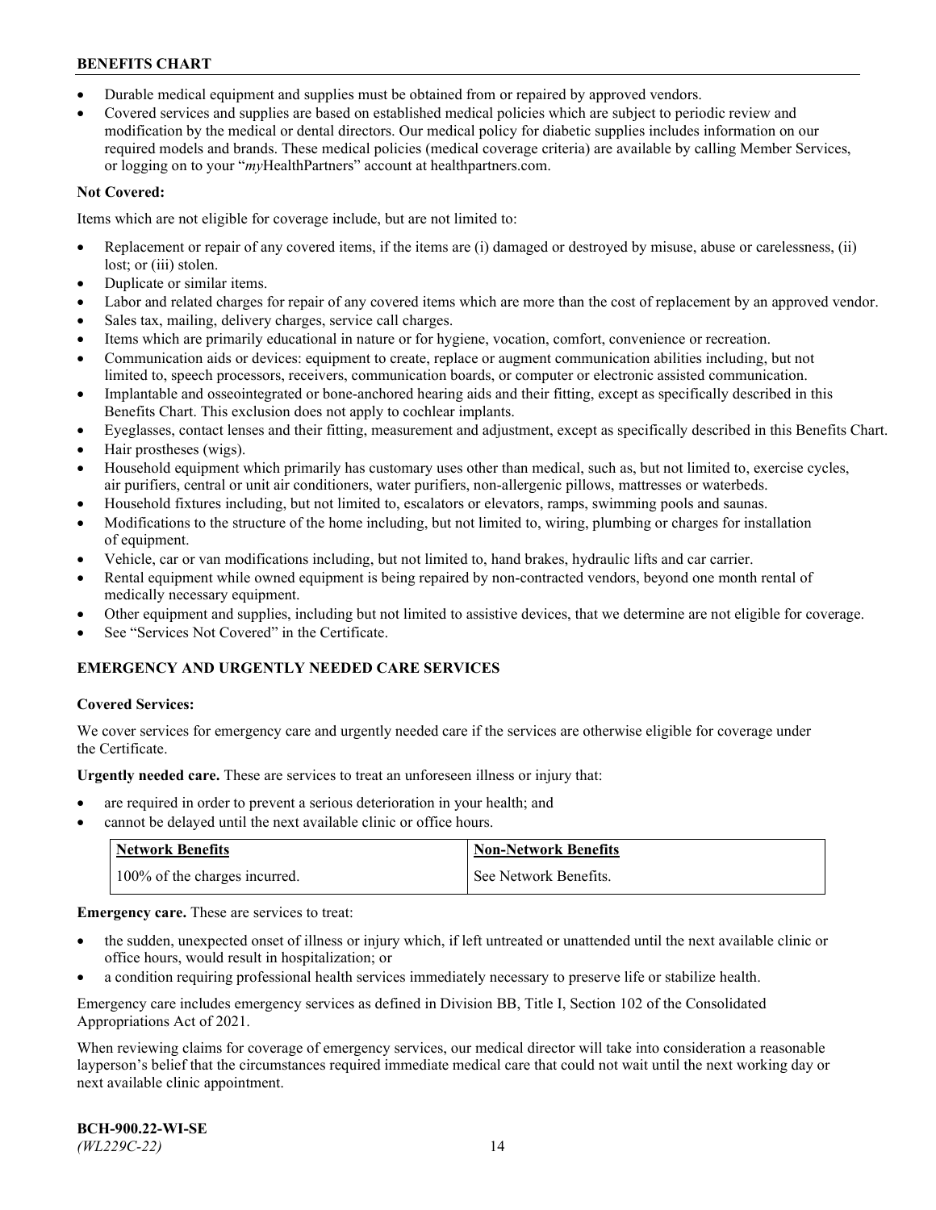- Durable medical equipment and supplies must be obtained from or repaired by approved vendors.
- Covered services and supplies are based on established medical policies which are subject to periodic review and modification by the medical or dental directors. Our medical policy for diabetic supplies includes information on our required models and brands. These medical policies (medical coverage criteria) are available by calling Member Services, or logging on to your "*my*HealthPartners" account at healthpartners.com.

**Not Covered:**

Items which are not eligible for coverage include, but are not limited to:

- Replacement or repair of any covered items, if the items are (i) damaged or destroyed by misuse, abuse or carelessness, (ii) lost; or (iii) stolen.
- Duplicate or similar items.
- Labor and related charges for repair of any covered items which are more than the cost of replacement by an approved vendor.
- Sales tax, mailing, delivery charges, service call charges.
- Items which are primarily educational in nature or for hygiene, vocation, comfort, convenience or recreation.
- Communication aids or devices: equipment to create, replace or augment communication abilities including, but not limited to, speech processors, receivers, communication boards, or computer or electronic assisted communication.
- Implantable and osseointegrated or bone-anchored hearing aids and their fitting, except as specifically described in this Benefits Chart. This exclusion does not apply to cochlear implants.
- Eyeglasses, contact lenses and their fitting, measurement and adjustment, except as specifically described in this Benefits Chart.
- Hair prostheses (wigs).
- Household equipment which primarily has customary uses other than medical, such as, but not limited to, exercise cycles, air purifiers, central or unit air conditioners, water purifiers, non-allergenic pillows, mattresses or waterbeds.
- Household fixtures including, but not limited to, escalators or elevators, ramps, swimming pools and saunas.
- Modifications to the structure of the home including, but not limited to, wiring, plumbing or charges for installation of equipment.
- Vehicle, car or van modifications including, but not limited to, hand brakes, hydraulic lifts and car carrier.
- Rental equipment while owned equipment is being repaired by non-contracted vendors, beyond one month rental of medically necessary equipment.
- Other equipment and supplies, including but not limited to assistive devices, that we determine are not eligible for coverage.
- See "Services Not Covered" in the Certificate.

## EMERGENCY AND URGENTLY NEEDED CARE SERVICES

**Covered Services:**

We cover services for emergency care and urgently needed care if the services are otherwise eligible for coverage under the Certificate.

**Urgently needed care.** These are services to treat an unforeseen illness or injury that:

- are required in order to prevent a serious deterioration in your health; and
- cannot be delayed until the next available clinic or office hours.

| Network Benefits | Non-Network Benefits |
|---|---|
| 100% of the charges incurred. | See Network Benefits. |

**Emergency care.** These are services to treat:

- the sudden, unexpected onset of illness or injury which, if left untreated or unattended until the next available clinic or office hours, would result in hospitalization; or
- a condition requiring professional health services immediately necessary to preserve life or stabilize health.

Emergency care includes emergency services as defined in Division BB, Title I, Section 102 of the Consolidated Appropriations Act of 2021.

When reviewing claims for coverage of emergency services, our medical director will take into consideration a reasonable layperson's belief that the circumstances required immediate medical care that could not wait until the next working day or next available clinic appointment.

**BCH-900.22-WI-SE**
*(WL229C-22)*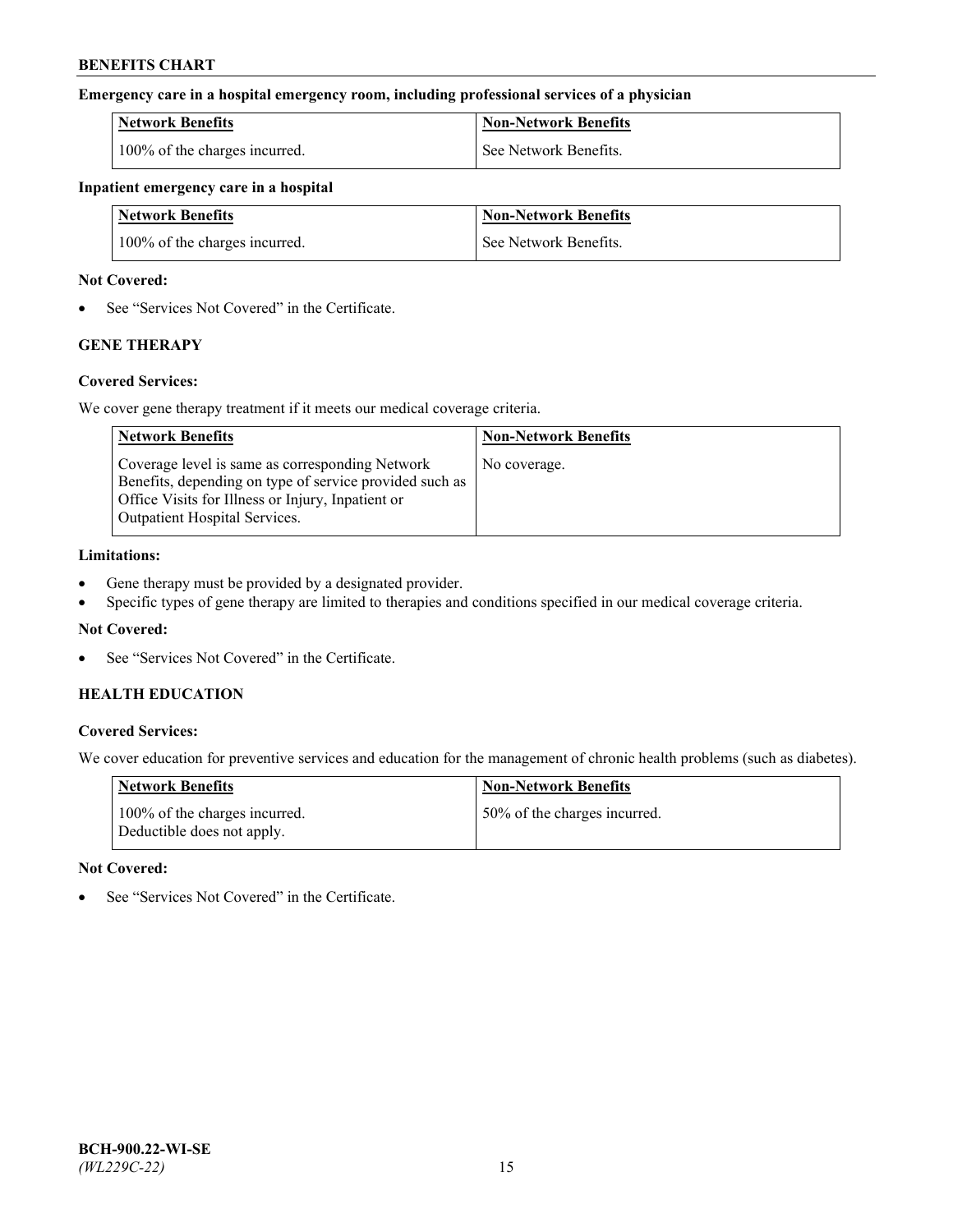**Emergency care in a hospital emergency room, including professional services of a physician**

| Network Benefits | Non-Network Benefits |
| --- | --- |
| 100% of the charges incurred. | See Network Benefits. |

**Inpatient emergency care in a hospital**

| Network Benefits | Non-Network Benefits |
| --- | --- |
| 100% of the charges incurred. | See Network Benefits. |

**Not Covered:**

- See "Services Not Covered" in the Certificate.

### GENE THERAPY

**Covered Services:**

We cover gene therapy treatment if it meets our medical coverage criteria.

| Network Benefits | Non-Network Benefits |
| --- | --- |
| Coverage level is same as corresponding Network Benefits, depending on type of service provided such as Office Visits for Illness or Injury, Inpatient or Outpatient Hospital Services. | No coverage. |

**Limitations:**

- Gene therapy must be provided by a designated provider.
- Specific types of gene therapy are limited to therapies and conditions specified in our medical coverage criteria.

**Not Covered:**

- See "Services Not Covered" in the Certificate.

### HEALTH EDUCATION

**Covered Services:**

We cover education for preventive services and education for the management of chronic health problems (such as diabetes).

| Network Benefits | Non-Network Benefits |
| --- | --- |
| 100% of the charges incurred. Deductible does not apply. | 50% of the charges incurred. |

**Not Covered:**

- See "Services Not Covered" in the Certificate.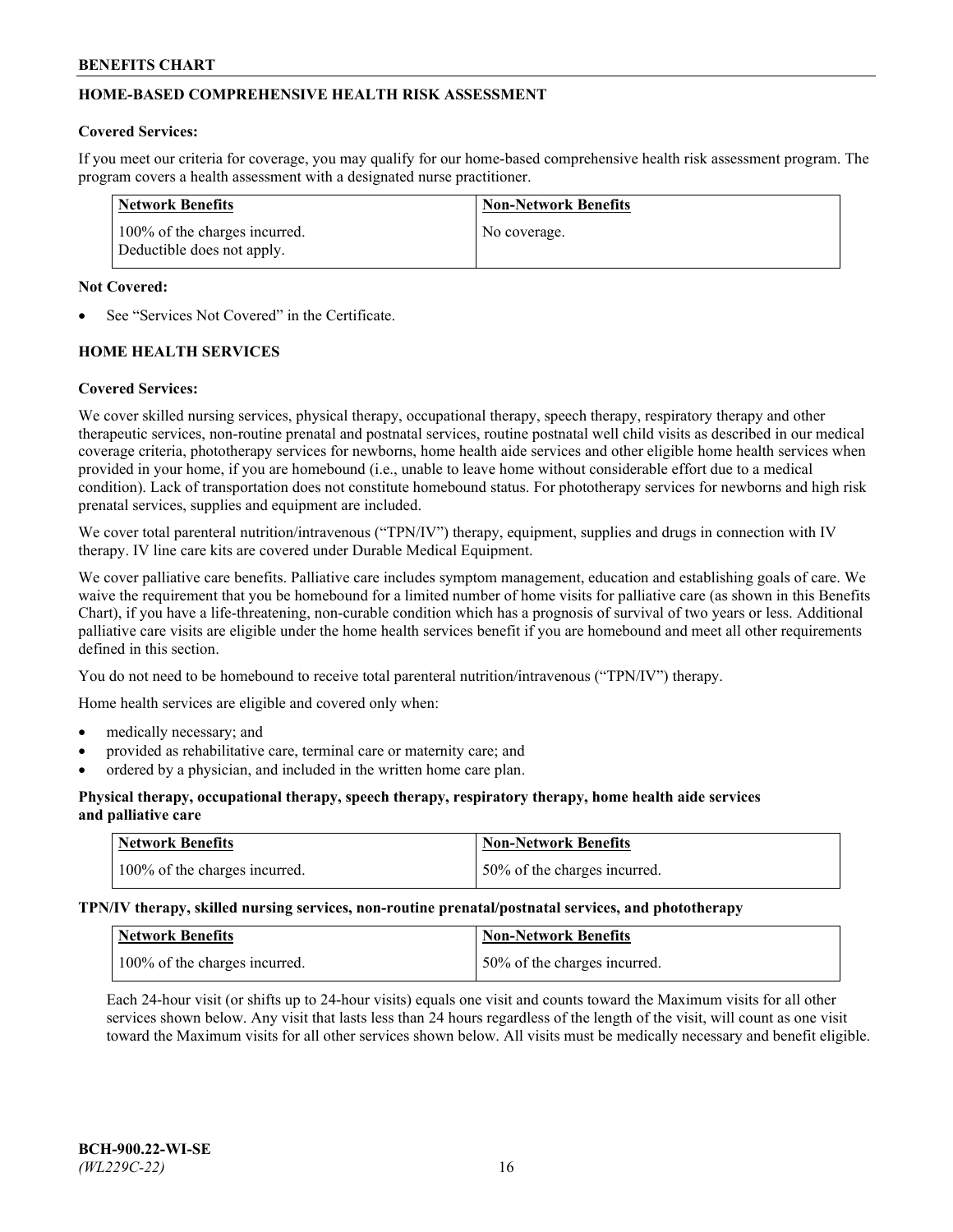## HOME-BASED COMPREHENSIVE HEALTH RISK ASSESSMENT

**Covered Services:**

If you meet our criteria for coverage, you may qualify for our home-based comprehensive health risk assessment program. The program covers a health assessment with a designated nurse practitioner.

| Network Benefits | Non-Network Benefits |
| --- | --- |
| 100% of the charges incurred. Deductible does not apply. | No coverage. |

**Not Covered:**

- See "Services Not Covered" in the Certificate.

## HOME HEALTH SERVICES

**Covered Services:**

We cover skilled nursing services, physical therapy, occupational therapy, speech therapy, respiratory therapy and other therapeutic services, non-routine prenatal and postnatal services, routine postnatal well child visits as described in our medical coverage criteria, phototherapy services for newborns, home health aide services and other eligible home health services when provided in your home, if you are homebound (i.e., unable to leave home without considerable effort due to a medical condition). Lack of transportation does not constitute homebound status. For phototherapy services for newborns and high risk prenatal services, supplies and equipment are included.

We cover total parenteral nutrition/intravenous ("TPN/IV") therapy, equipment, supplies and drugs in connection with IV therapy. IV line care kits are covered under Durable Medical Equipment.

We cover palliative care benefits. Palliative care includes symptom management, education and establishing goals of care. We waive the requirement that you be homebound for a limited number of home visits for palliative care (as shown in this Benefits Chart), if you have a life-threatening, non-curable condition which has a prognosis of survival of two years or less. Additional palliative care visits are eligible under the home health services benefit if you are homebound and meet all other requirements defined in this section.

You do not need to be homebound to receive total parenteral nutrition/intravenous ("TPN/IV") therapy.

Home health services are eligible and covered only when:

- medically necessary; and
- provided as rehabilitative care, terminal care or maternity care; and
- ordered by a physician, and included in the written home care plan.

**Physical therapy, occupational therapy, speech therapy, respiratory therapy, home health aide services and palliative care**

| Network Benefits | Non-Network Benefits |
| --- | --- |
| 100% of the charges incurred. | 50% of the charges incurred. |

**TPN/IV therapy, skilled nursing services, non-routine prenatal/postnatal services, and phototherapy**

| Network Benefits | Non-Network Benefits |
| --- | --- |
| 100% of the charges incurred. | 50% of the charges incurred. |

Each 24-hour visit (or shifts up to 24-hour visits) equals one visit and counts toward the Maximum visits for all other services shown below. Any visit that lasts less than 24 hours regardless of the length of the visit, will count as one visit toward the Maximum visits for all other services shown below. All visits must be medically necessary and benefit eligible.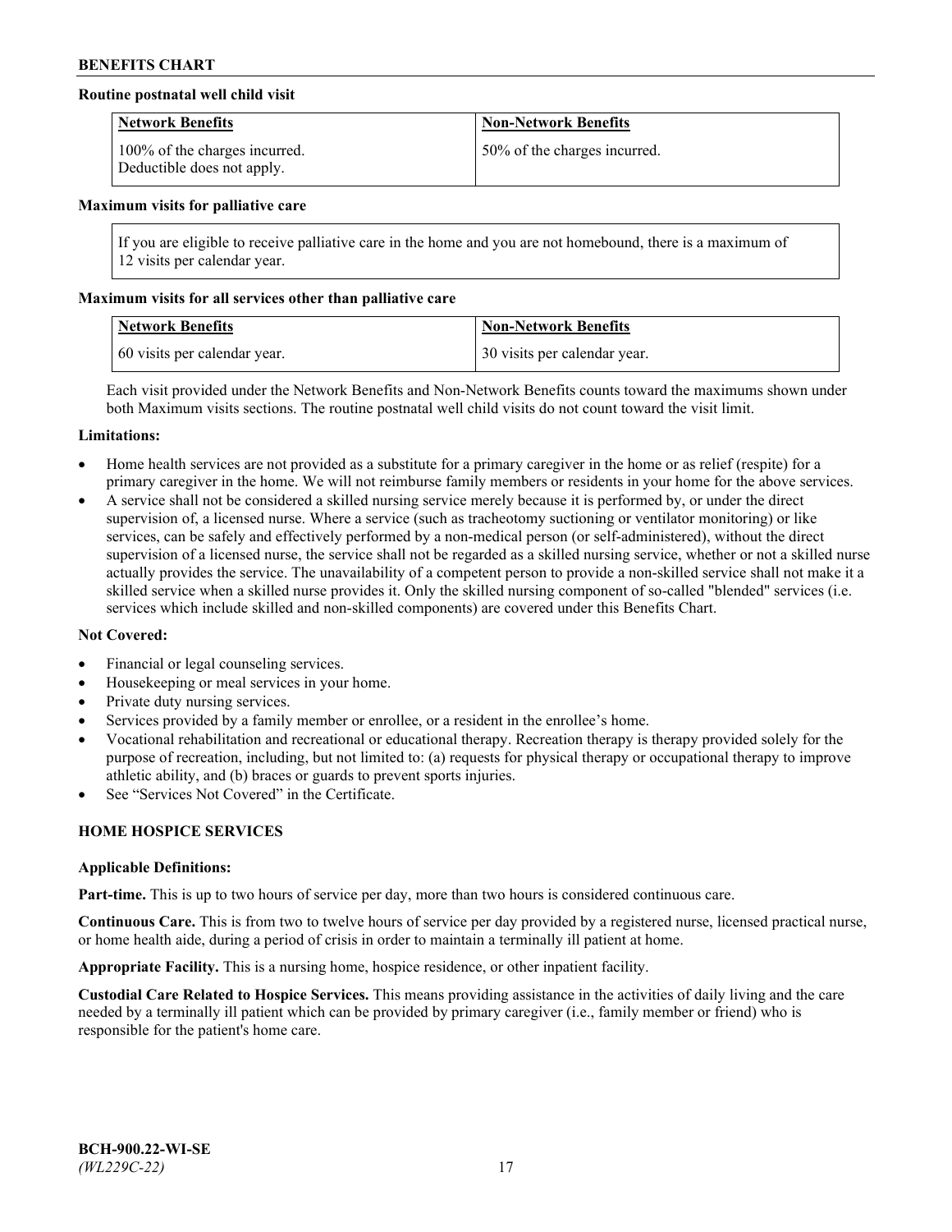**Routine postnatal well child visit**

| Network Benefits | Non-Network Benefits |
| --- | --- |
| 100% of the charges incurred. Deductible does not apply. | 50% of the charges incurred. |

**Maximum visits for palliative care**

If you are eligible to receive palliative care in the home and you are not homebound, there is a maximum of 12 visits per calendar year.

**Maximum visits for all services other than palliative care**

| Network Benefits | Non-Network Benefits |
| --- | --- |
| 60 visits per calendar year. | 30 visits per calendar year. |

Each visit provided under the Network Benefits and Non-Network Benefits counts toward the maximums shown under both Maximum visits sections. The routine postnatal well child visits do not count toward the visit limit.

**Limitations:**

- Home health services are not provided as a substitute for a primary caregiver in the home or as relief (respite) for a primary caregiver in the home. We will not reimburse family members or residents in your home for the above services.
- A service shall not be considered a skilled nursing service merely because it is performed by, or under the direct supervision of, a licensed nurse. Where a service (such as tracheotomy suctioning or ventilator monitoring) or like services, can be safely and effectively performed by a non-medical person (or self-administered), without the direct supervision of a licensed nurse, the service shall not be regarded as a skilled nursing service, whether or not a skilled nurse actually provides the service. The unavailability of a competent person to provide a non-skilled service shall not make it a skilled service when a skilled nurse provides it. Only the skilled nursing component of so-called "blended" services (i.e. services which include skilled and non-skilled components) are covered under this Benefits Chart.

**Not Covered:**

- Financial or legal counseling services.
- Housekeeping or meal services in your home.
- Private duty nursing services.
- Services provided by a family member or enrollee, or a resident in the enrollee's home.
- Vocational rehabilitation and recreational or educational therapy. Recreation therapy is therapy provided solely for the purpose of recreation, including, but not limited to: (a) requests for physical therapy or occupational therapy to improve athletic ability, and (b) braces or guards to prevent sports injuries.
- See "Services Not Covered" in the Certificate.

## HOME HOSPICE SERVICES

**Applicable Definitions:**

**Part-time.** This is up to two hours of service per day, more than two hours is considered continuous care.

**Continuous Care.** This is from two to twelve hours of service per day provided by a registered nurse, licensed practical nurse, or home health aide, during a period of crisis in order to maintain a terminally ill patient at home.

**Appropriate Facility.** This is a nursing home, hospice residence, or other inpatient facility.

**Custodial Care Related to Hospice Services.** This means providing assistance in the activities of daily living and the care needed by a terminally ill patient which can be provided by primary caregiver (i.e., family member or friend) who is responsible for the patient's home care.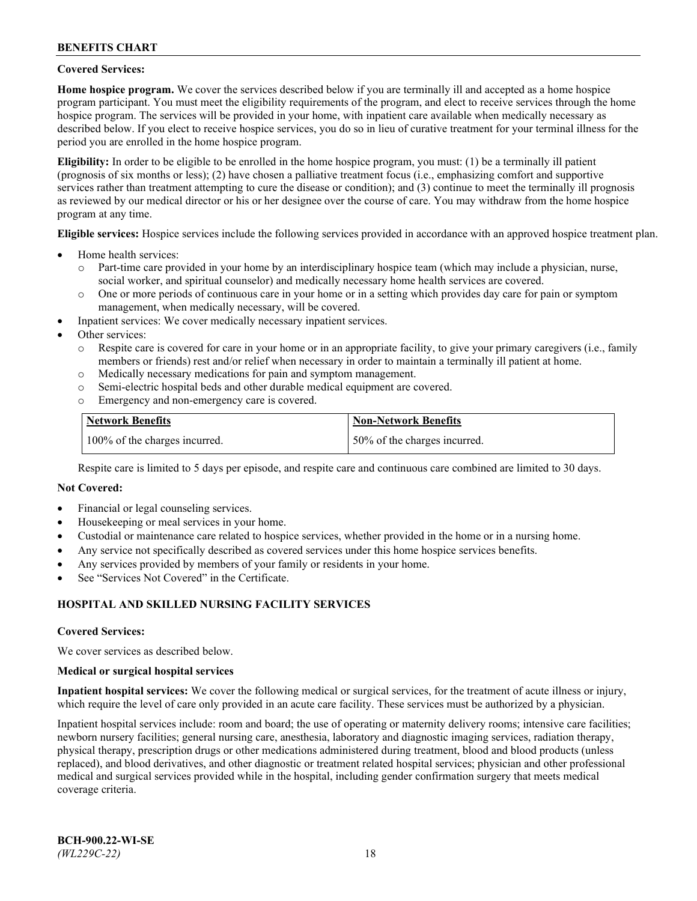**Covered Services:**

**Home hospice program.** We cover the services described below if you are terminally ill and accepted as a home hospice program participant. You must meet the eligibility requirements of the program, and elect to receive services through the home hospice program. The services will be provided in your home, with inpatient care available when medically necessary as described below. If you elect to receive hospice services, you do so in lieu of curative treatment for your terminal illness for the period you are enrolled in the home hospice program.

**Eligibility:** In order to be eligible to be enrolled in the home hospice program, you must: (1) be a terminally ill patient (prognosis of six months or less); (2) have chosen a palliative treatment focus (i.e., emphasizing comfort and supportive services rather than treatment attempting to cure the disease or condition); and (3) continue to meet the terminally ill prognosis as reviewed by our medical director or his or her designee over the course of care. You may withdraw from the home hospice program at any time.

**Eligible services:** Hospice services include the following services provided in accordance with an approved hospice treatment plan.

- Home health services:
  - Part-time care provided in your home by an interdisciplinary hospice team (which may include a physician, nurse, social worker, and spiritual counselor) and medically necessary home health services are covered.
  - One or more periods of continuous care in your home or in a setting which provides day care for pain or symptom management, when medically necessary, will be covered.
- Inpatient services: We cover medically necessary inpatient services.
- Other services:
  - Respite care is covered for care in your home or in an appropriate facility, to give your primary caregivers (i.e., family members or friends) rest and/or relief when necessary in order to maintain a terminally ill patient at home.
  - Medically necessary medications for pain and symptom management.
  - Semi-electric hospital beds and other durable medical equipment are covered.
  - Emergency and non-emergency care is covered.

| Network Benefits | Non-Network Benefits |
|---|---|
| 100% of the charges incurred. | 50% of the charges incurred. |

Respite care is limited to 5 days per episode, and respite care and continuous care combined are limited to 30 days.

**Not Covered:**

- Financial or legal counseling services.
- Housekeeping or meal services in your home.
- Custodial or maintenance care related to hospice services, whether provided in the home or in a nursing home.
- Any service not specifically described as covered services under this home hospice services benefits.
- Any services provided by members of your family or residents in your home.
- See "Services Not Covered" in the Certificate.

## HOSPITAL AND SKILLED NURSING FACILITY SERVICES

**Covered Services:**

We cover services as described below.

**Medical or surgical hospital services**

**Inpatient hospital services:** We cover the following medical or surgical services, for the treatment of acute illness or injury, which require the level of care only provided in an acute care facility. These services must be authorized by a physician.

Inpatient hospital services include: room and board; the use of operating or maternity delivery rooms; intensive care facilities; newborn nursery facilities; general nursing care, anesthesia, laboratory and diagnostic imaging services, radiation therapy, physical therapy, prescription drugs or other medications administered during treatment, blood and blood products (unless replaced), and blood derivatives, and other diagnostic or treatment related hospital services; physician and other professional medical and surgical services provided while in the hospital, including gender confirmation surgery that meets medical coverage criteria.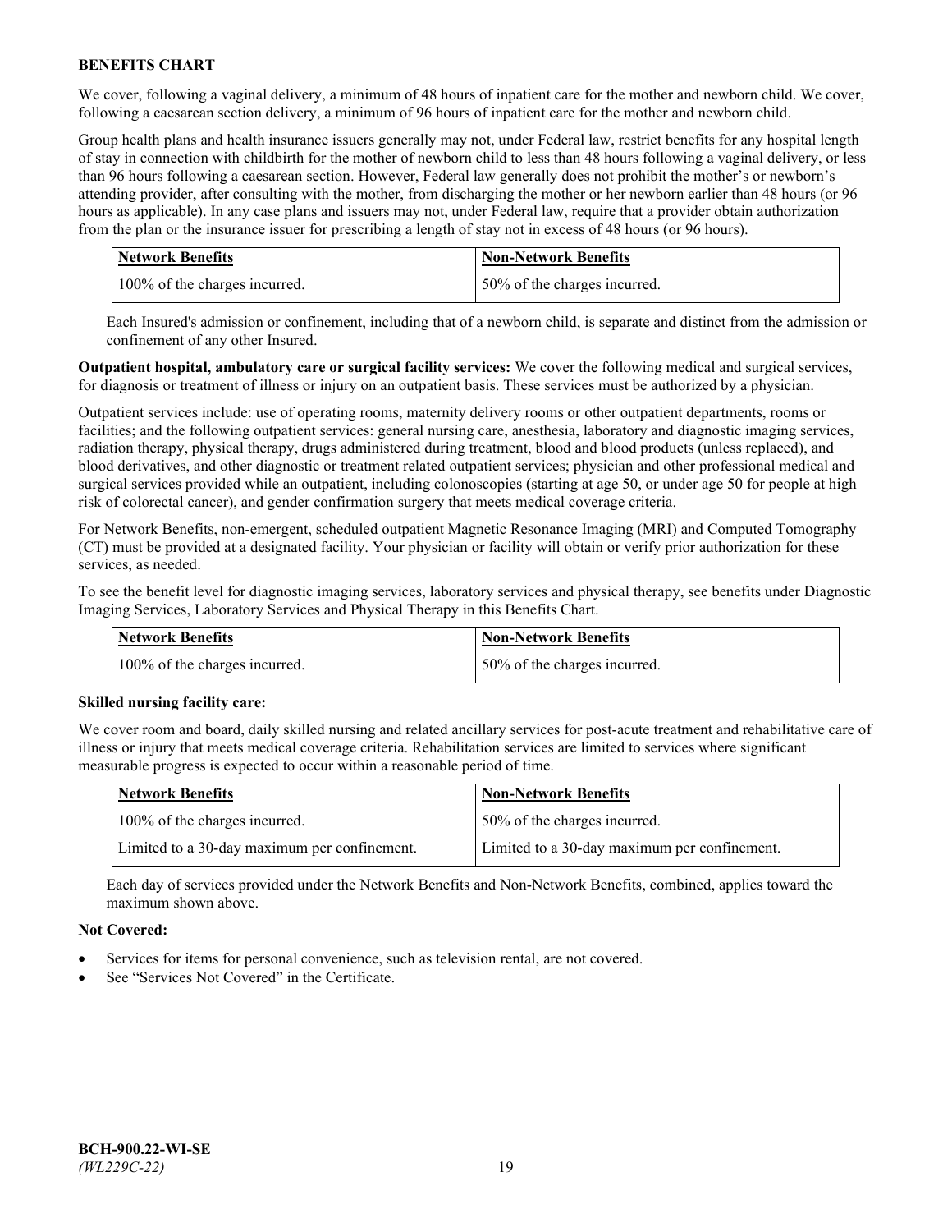We cover, following a vaginal delivery, a minimum of 48 hours of inpatient care for the mother and newborn child. We cover, following a caesarean section delivery, a minimum of 96 hours of inpatient care for the mother and newborn child.

Group health plans and health insurance issuers generally may not, under Federal law, restrict benefits for any hospital length of stay in connection with childbirth for the mother of newborn child to less than 48 hours following a vaginal delivery, or less than 96 hours following a caesarean section. However, Federal law generally does not prohibit the mother's or newborn's attending provider, after consulting with the mother, from discharging the mother or her newborn earlier than 48 hours (or 96 hours as applicable). In any case plans and issuers may not, under Federal law, require that a provider obtain authorization from the plan or the insurance issuer for prescribing a length of stay not in excess of 48 hours (or 96 hours).

| Network Benefits | Non-Network Benefits |
| --- | --- |
| 100% of the charges incurred. | 50% of the charges incurred. |

Each Insured's admission or confinement, including that of a newborn child, is separate and distinct from the admission or confinement of any other Insured.

**Outpatient hospital, ambulatory care or surgical facility services:** We cover the following medical and surgical services, for diagnosis or treatment of illness or injury on an outpatient basis. These services must be authorized by a physician.

Outpatient services include: use of operating rooms, maternity delivery rooms or other outpatient departments, rooms or facilities; and the following outpatient services: general nursing care, anesthesia, laboratory and diagnostic imaging services, radiation therapy, physical therapy, drugs administered during treatment, blood and blood products (unless replaced), and blood derivatives, and other diagnostic or treatment related outpatient services; physician and other professional medical and surgical services provided while an outpatient, including colonoscopies (starting at age 50, or under age 50 for people at high risk of colorectal cancer), and gender confirmation surgery that meets medical coverage criteria.

For Network Benefits, non-emergent, scheduled outpatient Magnetic Resonance Imaging (MRI) and Computed Tomography (CT) must be provided at a designated facility. Your physician or facility will obtain or verify prior authorization for these services, as needed.

To see the benefit level for diagnostic imaging services, laboratory services and physical therapy, see benefits under Diagnostic Imaging Services, Laboratory Services and Physical Therapy in this Benefits Chart.

| Network Benefits | Non-Network Benefits |
| --- | --- |
| 100% of the charges incurred. | 50% of the charges incurred. |

**Skilled nursing facility care:**

We cover room and board, daily skilled nursing and related ancillary services for post-acute treatment and rehabilitative care of illness or injury that meets medical coverage criteria. Rehabilitation services are limited to services where significant measurable progress is expected to occur within a reasonable period of time.

| Network Benefits | Non-Network Benefits |
| --- | --- |
| 100% of the charges incurred. | 50% of the charges incurred. |
| Limited to a 30-day maximum per confinement. | Limited to a 30-day maximum per confinement. |

Each day of services provided under the Network Benefits and Non-Network Benefits, combined, applies toward the maximum shown above.

**Not Covered:**

- Services for items for personal convenience, such as television rental, are not covered.
- See "Services Not Covered" in the Certificate.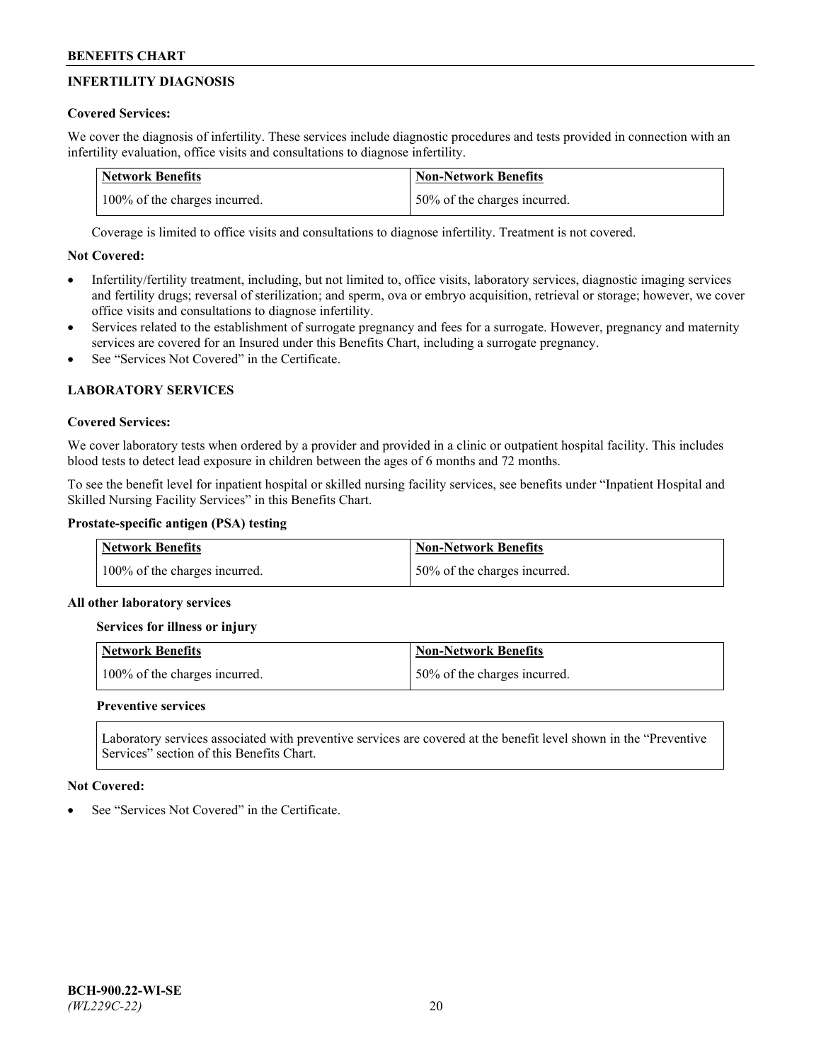## INFERTILITY DIAGNOSIS

**Covered Services:**

We cover the diagnosis of infertility. These services include diagnostic procedures and tests provided in connection with an infertility evaluation, office visits and consultations to diagnose infertility.

| Network Benefits | Non-Network Benefits |
|---|---|
| 100% of the charges incurred. | 50% of the charges incurred. |

Coverage is limited to office visits and consultations to diagnose infertility. Treatment is not covered.

**Not Covered:**

- Infertility/fertility treatment, including, but not limited to, office visits, laboratory services, diagnostic imaging services and fertility drugs; reversal of sterilization; and sperm, ova or embryo acquisition, retrieval or storage; however, we cover office visits and consultations to diagnose infertility.
- Services related to the establishment of surrogate pregnancy and fees for a surrogate. However, pregnancy and maternity services are covered for an Insured under this Benefits Chart, including a surrogate pregnancy.
- See "Services Not Covered" in the Certificate.

## LABORATORY SERVICES

**Covered Services:**

We cover laboratory tests when ordered by a provider and provided in a clinic or outpatient hospital facility. This includes blood tests to detect lead exposure in children between the ages of 6 months and 72 months.

To see the benefit level for inpatient hospital or skilled nursing facility services, see benefits under "Inpatient Hospital and Skilled Nursing Facility Services" in this Benefits Chart.

**Prostate-specific antigen (PSA) testing**

| Network Benefits | Non-Network Benefits |
|---|---|
| 100% of the charges incurred. | 50% of the charges incurred. |

**All other laboratory services**

**Services for illness or injury**

| Network Benefits | Non-Network Benefits |
|---|---|
| 100% of the charges incurred. | 50% of the charges incurred. |

**Preventive services**

Laboratory services associated with preventive services are covered at the benefit level shown in the "Preventive Services" section of this Benefits Chart.

**Not Covered:**

- See "Services Not Covered" in the Certificate.

BCH-900.22-WI-SE
*(WL229C-22)*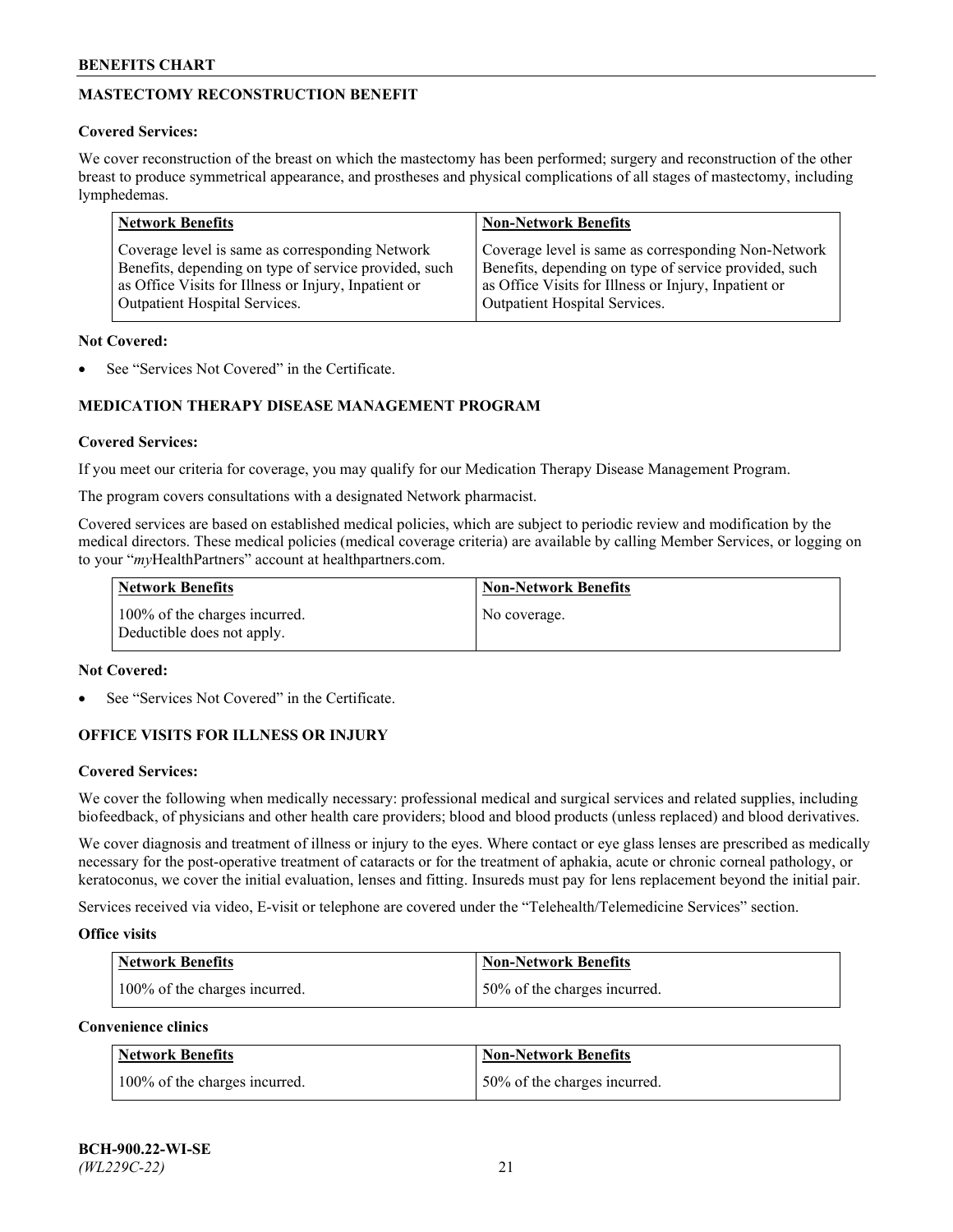## MASTECTOMY RECONSTRUCTION BENEFIT

**Covered Services:**

We cover reconstruction of the breast on which the mastectomy has been performed; surgery and reconstruction of the other breast to produce symmetrical appearance, and prostheses and physical complications of all stages of mastectomy, including lymphedemas.

| Network Benefits | Non-Network Benefits |
|---|---|
| Coverage level is same as corresponding Network Benefits, depending on type of service provided, such as Office Visits for Illness or Injury, Inpatient or Outpatient Hospital Services. | Coverage level is same as corresponding Non-Network Benefits, depending on type of service provided, such as Office Visits for Illness or Injury, Inpatient or Outpatient Hospital Services. |

**Not Covered:**

- See "Services Not Covered" in the Certificate.

## MEDICATION THERAPY DISEASE MANAGEMENT PROGRAM

**Covered Services:**

If you meet our criteria for coverage, you may qualify for our Medication Therapy Disease Management Program.

The program covers consultations with a designated Network pharmacist.

Covered services are based on established medical policies, which are subject to periodic review and modification by the medical directors. These medical policies (medical coverage criteria) are available by calling Member Services, or logging on to your "*my*HealthPartners" account at healthpartners.com.

| Network Benefits | Non-Network Benefits |
|---|---|
| 100% of the charges incurred. Deductible does not apply. | No coverage. |

**Not Covered:**

- See "Services Not Covered" in the Certificate.

## OFFICE VISITS FOR ILLNESS OR INJURY

**Covered Services:**

We cover the following when medically necessary: professional medical and surgical services and related supplies, including biofeedback, of physicians and other health care providers; blood and blood products (unless replaced) and blood derivatives.

We cover diagnosis and treatment of illness or injury to the eyes. Where contact or eye glass lenses are prescribed as medically necessary for the post-operative treatment of cataracts or for the treatment of aphakia, acute or chronic corneal pathology, or keratoconus, we cover the initial evaluation, lenses and fitting. Insureds must pay for lens replacement beyond the initial pair.

Services received via video, E-visit or telephone are covered under the "Telehealth/Telemedicine Services" section.

**Office visits**

| Network Benefits | Non-Network Benefits |
|---|---|
| 100% of the charges incurred. | 50% of the charges incurred. |

**Convenience clinics**

| Network Benefits | Non-Network Benefits |
|---|---|
| 100% of the charges incurred. | 50% of the charges incurred. |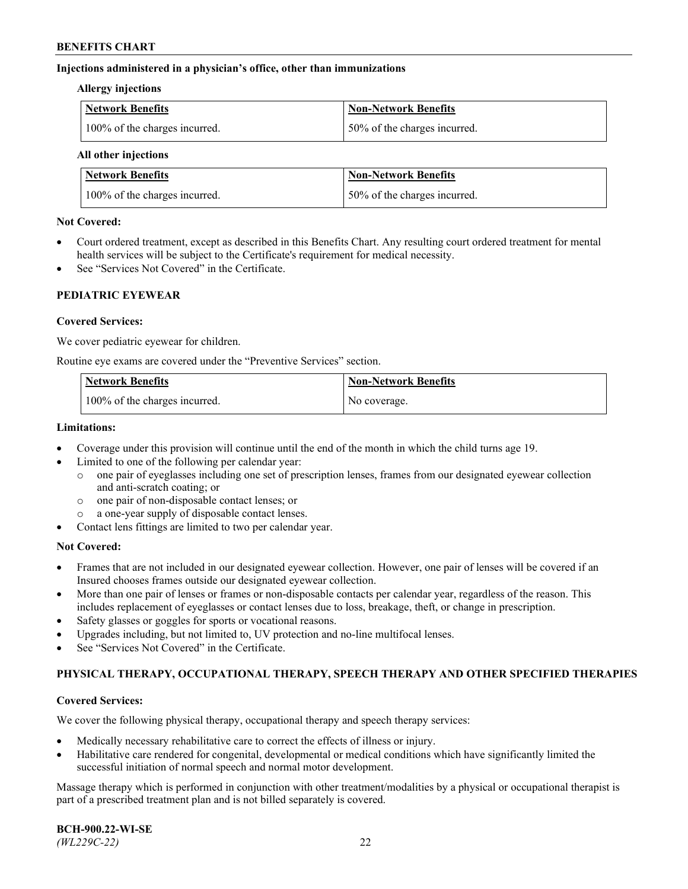### Injections administered in a physician's office, other than immunizations

**Allergy injections**

| Network Benefits | Non-Network Benefits |
| --- | --- |
| 100% of the charges incurred. | 50% of the charges incurred. |

**All other injections**

| Network Benefits | Non-Network Benefits |
| --- | --- |
| 100% of the charges incurred. | 50% of the charges incurred. |

**Not Covered:**

- Court ordered treatment, except as described in this Benefits Chart. Any resulting court ordered treatment for mental health services will be subject to the Certificate's requirement for medical necessity.
- See "Services Not Covered" in the Certificate.

## PEDIATRIC EYEWEAR

**Covered Services:**

We cover pediatric eyewear for children.

Routine eye exams are covered under the "Preventive Services" section.

| Network Benefits | Non-Network Benefits |
| --- | --- |
| 100% of the charges incurred. | No coverage. |

**Limitations:**

- Coverage under this provision will continue until the end of the month in which the child turns age 19.
- Limited to one of the following per calendar year:
  - one pair of eyeglasses including one set of prescription lenses, frames from our designated eyewear collection and anti-scratch coating; or
  - one pair of non-disposable contact lenses; or
  - a one-year supply of disposable contact lenses.
- Contact lens fittings are limited to two per calendar year.

**Not Covered:**

- Frames that are not included in our designated eyewear collection. However, one pair of lenses will be covered if an Insured chooses frames outside our designated eyewear collection.
- More than one pair of lenses or frames or non-disposable contacts per calendar year, regardless of the reason. This includes replacement of eyeglasses or contact lenses due to loss, breakage, theft, or change in prescription.
- Safety glasses or goggles for sports or vocational reasons.
- Upgrades including, but not limited to, UV protection and no-line multifocal lenses.
- See "Services Not Covered" in the Certificate.

## PHYSICAL THERAPY, OCCUPATIONAL THERAPY, SPEECH THERAPY AND OTHER SPECIFIED THERAPIES

**Covered Services:**

We cover the following physical therapy, occupational therapy and speech therapy services:

- Medically necessary rehabilitative care to correct the effects of illness or injury.
- Habilitative care rendered for congenital, developmental or medical conditions which have significantly limited the successful initiation of normal speech and normal motor development.

Massage therapy which is performed in conjunction with other treatment/modalities by a physical or occupational therapist is part of a prescribed treatment plan and is not billed separately is covered.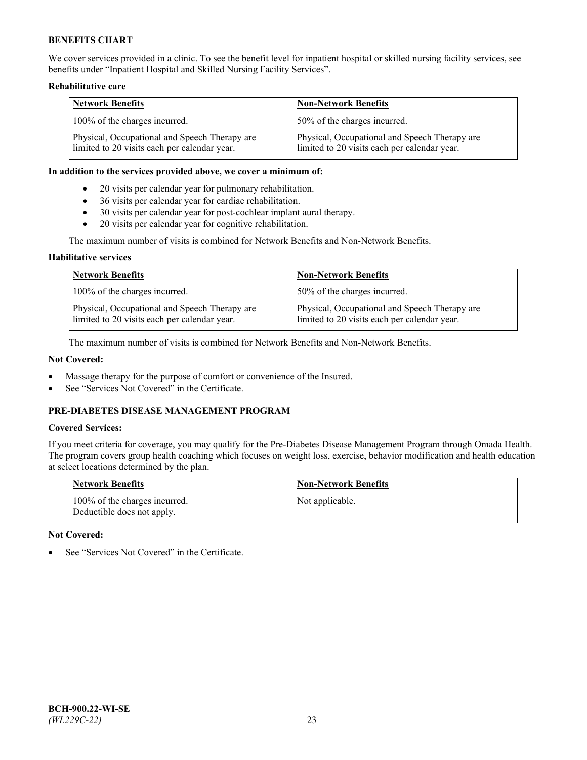We cover services provided in a clinic. To see the benefit level for inpatient hospital or skilled nursing facility services, see benefits under "Inpatient Hospital and Skilled Nursing Facility Services".

**Rehabilitative care**

| Network Benefits | Non-Network Benefits |
|---|---|
| 100% of the charges incurred. | 50% of the charges incurred. |
| Physical, Occupational and Speech Therapy are limited to 20 visits each per calendar year. | Physical, Occupational and Speech Therapy are limited to 20 visits each per calendar year. |

**In addition to the services provided above, we cover a minimum of:**

- 20 visits per calendar year for pulmonary rehabilitation.
- 36 visits per calendar year for cardiac rehabilitation.
- 30 visits per calendar year for post-cochlear implant aural therapy.
- 20 visits per calendar year for cognitive rehabilitation.

The maximum number of visits is combined for Network Benefits and Non-Network Benefits.

**Habilitative services**

| Network Benefits | Non-Network Benefits |
|---|---|
| 100% of the charges incurred. | 50% of the charges incurred. |
| Physical, Occupational and Speech Therapy are limited to 20 visits each per calendar year. | Physical, Occupational and Speech Therapy are limited to 20 visits each per calendar year. |

The maximum number of visits is combined for Network Benefits and Non-Network Benefits.

**Not Covered:**

- Massage therapy for the purpose of comfort or convenience of the Insured.
- See "Services Not Covered" in the Certificate.

## PRE-DIABETES DISEASE MANAGEMENT PROGRAM

**Covered Services:**

If you meet criteria for coverage, you may qualify for the Pre-Diabetes Disease Management Program through Omada Health. The program covers group health coaching which focuses on weight loss, exercise, behavior modification and health education at select locations determined by the plan.

| Network Benefits | Non-Network Benefits |
|---|---|
| 100% of the charges incurred. Deductible does not apply. | Not applicable. |

**Not Covered:**

- See "Services Not Covered" in the Certificate.

**BCH-900.22-WI-SE**
*(WL229C-22)*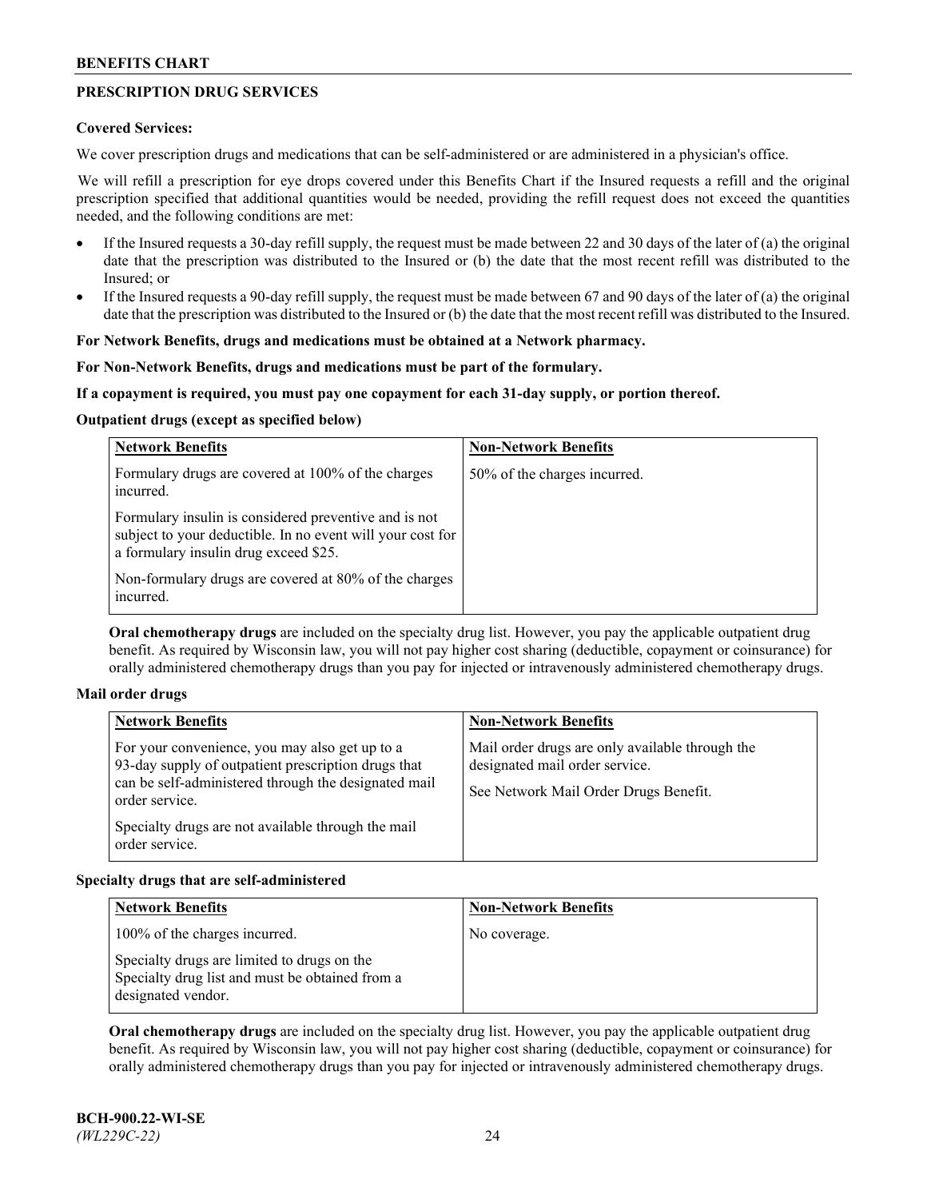## PRESCRIPTION DRUG SERVICES

**Covered Services:**

We cover prescription drugs and medications that can be self-administered or are administered in a physician's office.

We will refill a prescription for eye drops covered under this Benefits Chart if the Insured requests a refill and the original prescription specified that additional quantities would be needed, providing the refill request does not exceed the quantities needed, and the following conditions are met:

- If the Insured requests a 30-day refill supply, the request must be made between 22 and 30 days of the later of (a) the original date that the prescription was distributed to the Insured or (b) the date that the most recent refill was distributed to the Insured; or
- If the Insured requests a 90-day refill supply, the request must be made between 67 and 90 days of the later of (a) the original date that the prescription was distributed to the Insured or (b) the date that the most recent refill was distributed to the Insured.

**For Network Benefits, drugs and medications must be obtained at a Network pharmacy.**

**For Non-Network Benefits, drugs and medications must be part of the formulary.**

**If a copayment is required, you must pay one copayment for each 31-day supply, or portion thereof.**

**Outpatient drugs (except as specified below)**

| Network Benefits | Non-Network Benefits |
|---|---|
| Formulary drugs are covered at 100% of the charges incurred.<br><br>Formulary insulin is considered preventive and is not subject to your deductible. In no event will your cost for a formulary insulin drug exceed $25.<br><br>Non-formulary drugs are covered at 80% of the charges incurred. | 50% of the charges incurred. |

**Oral chemotherapy drugs** are included on the specialty drug list. However, you pay the applicable outpatient drug benefit. As required by Wisconsin law, you will not pay higher cost sharing (deductible, copayment or coinsurance) for orally administered chemotherapy drugs than you pay for injected or intravenously administered chemotherapy drugs.

**Mail order drugs**

| Network Benefits | Non-Network Benefits |
|---|---|
| For your convenience, you may also get up to a 93-day supply of outpatient prescription drugs that can be self-administered through the designated mail order service.<br><br>Specialty drugs are not available through the mail order service. | Mail order drugs are only available through the designated mail order service.<br><br>See Network Mail Order Drugs Benefit. |

**Specialty drugs that are self-administered**

| Network Benefits | Non-Network Benefits |
|---|---|
| 100% of the charges incurred.<br><br>Specialty drugs are limited to drugs on the Specialty drug list and must be obtained from a designated vendor. | No coverage. |

**Oral chemotherapy drugs** are included on the specialty drug list. However, you pay the applicable outpatient drug benefit. As required by Wisconsin law, you will not pay higher cost sharing (deductible, copayment or coinsurance) for orally administered chemotherapy drugs than you pay for injected or intravenously administered chemotherapy drugs.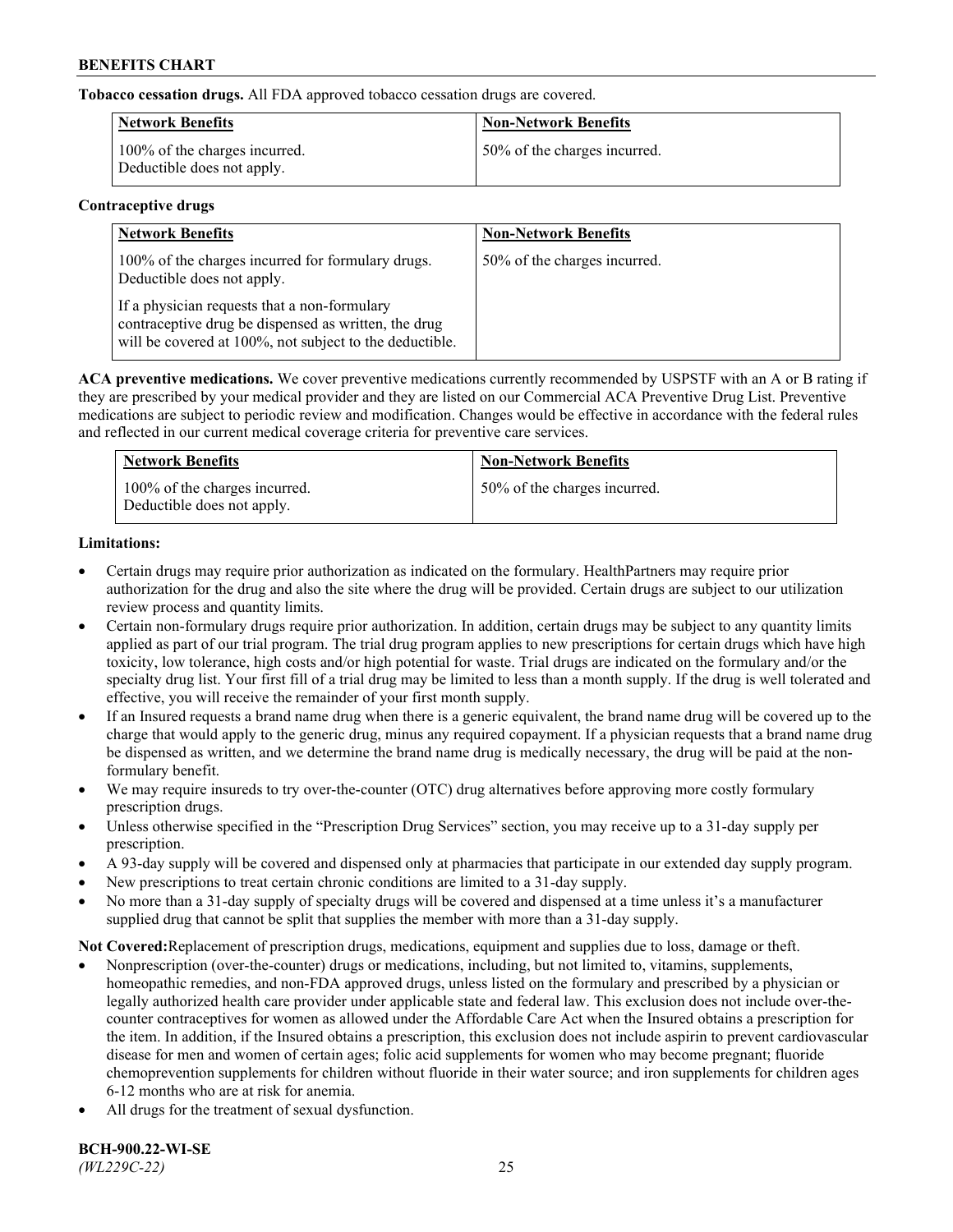**Tobacco cessation drugs.** All FDA approved tobacco cessation drugs are covered.

| Network Benefits | Non-Network Benefits |
|---|---|
| 100% of the charges incurred. Deductible does not apply. | 50% of the charges incurred. |

**Contraceptive drugs**

| Network Benefits | Non-Network Benefits |
|---|---|
| 100% of the charges incurred for formulary drugs. Deductible does not apply.<br><br>If a physician requests that a non-formulary contraceptive drug be dispensed as written, the drug will be covered at 100%, not subject to the deductible. | 50% of the charges incurred. |

**ACA preventive medications.** We cover preventive medications currently recommended by USPSTF with an A or B rating if they are prescribed by your medical provider and they are listed on our Commercial ACA Preventive Drug List. Preventive medications are subject to periodic review and modification. Changes would be effective in accordance with the federal rules and reflected in our current medical coverage criteria for preventive care services.

| Network Benefits | Non-Network Benefits |
|---|---|
| 100% of the charges incurred. Deductible does not apply. | 50% of the charges incurred. |

**Limitations:**

- Certain drugs may require prior authorization as indicated on the formulary. HealthPartners may require prior authorization for the drug and also the site where the drug will be provided. Certain drugs are subject to our utilization review process and quantity limits.
- Certain non-formulary drugs require prior authorization. In addition, certain drugs may be subject to any quantity limits applied as part of our trial program. The trial drug program applies to new prescriptions for certain drugs which have high toxicity, low tolerance, high costs and/or high potential for waste. Trial drugs are indicated on the formulary and/or the specialty drug list. Your first fill of a trial drug may be limited to less than a month supply. If the drug is well tolerated and effective, you will receive the remainder of your first month supply.
- If an Insured requests a brand name drug when there is a generic equivalent, the brand name drug will be covered up to the charge that would apply to the generic drug, minus any required copayment. If a physician requests that a brand name drug be dispensed as written, and we determine the brand name drug is medically necessary, the drug will be paid at the non-formulary benefit.
- We may require insureds to try over-the-counter (OTC) drug alternatives before approving more costly formulary prescription drugs.
- Unless otherwise specified in the "Prescription Drug Services" section, you may receive up to a 31-day supply per prescription.
- A 93-day supply will be covered and dispensed only at pharmacies that participate in our extended day supply program.
- New prescriptions to treat certain chronic conditions are limited to a 31-day supply.
- No more than a 31-day supply of specialty drugs will be covered and dispensed at a time unless it's a manufacturer supplied drug that cannot be split that supplies the member with more than a 31-day supply.

**Not Covered:**Replacement of prescription drugs, medications, equipment and supplies due to loss, damage or theft.

- Nonprescription (over-the-counter) drugs or medications, including, but not limited to, vitamins, supplements, homeopathic remedies, and non-FDA approved drugs, unless listed on the formulary and prescribed by a physician or legally authorized health care provider under applicable state and federal law. This exclusion does not include over-the-counter contraceptives for women as allowed under the Affordable Care Act when the Insured obtains a prescription for the item. In addition, if the Insured obtains a prescription, this exclusion does not include aspirin to prevent cardiovascular disease for men and women of certain ages; folic acid supplements for women who may become pregnant; fluoride chemoprevention supplements for children without fluoride in their water source; and iron supplements for children ages 6-12 months who are at risk for anemia.
- All drugs for the treatment of sexual dysfunction.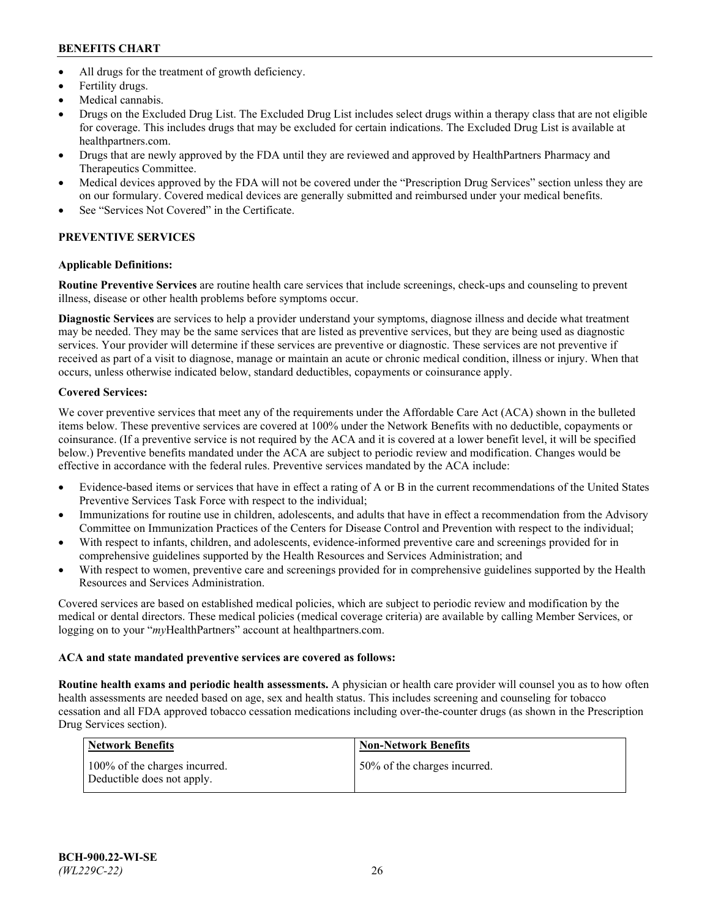- All drugs for the treatment of growth deficiency.
- Fertility drugs.
- Medical cannabis.
- Drugs on the Excluded Drug List. The Excluded Drug List includes select drugs within a therapy class that are not eligible for coverage. This includes drugs that may be excluded for certain indications. The Excluded Drug List is available at healthpartners.com.
- Drugs that are newly approved by the FDA until they are reviewed and approved by HealthPartners Pharmacy and Therapeutics Committee.
- Medical devices approved by the FDA will not be covered under the "Prescription Drug Services" section unless they are on our formulary. Covered medical devices are generally submitted and reimbursed under your medical benefits.
- See "Services Not Covered" in the Certificate.

## PREVENTIVE SERVICES

### Applicable Definitions:

**Routine Preventive Services** are routine health care services that include screenings, check-ups and counseling to prevent illness, disease or other health problems before symptoms occur.

**Diagnostic Services** are services to help a provider understand your symptoms, diagnose illness and decide what treatment may be needed. They may be the same services that are listed as preventive services, but they are being used as diagnostic services. Your provider will determine if these services are preventive or diagnostic. These services are not preventive if received as part of a visit to diagnose, manage or maintain an acute or chronic medical condition, illness or injury. When that occurs, unless otherwise indicated below, standard deductibles, copayments or coinsurance apply.

### Covered Services:

We cover preventive services that meet any of the requirements under the Affordable Care Act (ACA) shown in the bulleted items below. These preventive services are covered at 100% under the Network Benefits with no deductible, copayments or coinsurance. (If a preventive service is not required by the ACA and it is covered at a lower benefit level, it will be specified below.) Preventive benefits mandated under the ACA are subject to periodic review and modification. Changes would be effective in accordance with the federal rules. Preventive services mandated by the ACA include:

- Evidence-based items or services that have in effect a rating of A or B in the current recommendations of the United States Preventive Services Task Force with respect to the individual;
- Immunizations for routine use in children, adolescents, and adults that have in effect a recommendation from the Advisory Committee on Immunization Practices of the Centers for Disease Control and Prevention with respect to the individual;
- With respect to infants, children, and adolescents, evidence-informed preventive care and screenings provided for in comprehensive guidelines supported by the Health Resources and Services Administration; and
- With respect to women, preventive care and screenings provided for in comprehensive guidelines supported by the Health Resources and Services Administration.

Covered services are based on established medical policies, which are subject to periodic review and modification by the medical or dental directors. These medical policies (medical coverage criteria) are available by calling Member Services, or logging on to your "*my*HealthPartners" account at healthpartners.com.

**ACA and state mandated preventive services are covered as follows:**

**Routine health exams and periodic health assessments.** A physician or health care provider will counsel you as to how often health assessments are needed based on age, sex and health status. This includes screening and counseling for tobacco cessation and all FDA approved tobacco cessation medications including over-the-counter drugs (as shown in the Prescription Drug Services section).

| Network Benefits | Non-Network Benefits |
|---|---|
| 100% of the charges incurred. Deductible does not apply. | 50% of the charges incurred. |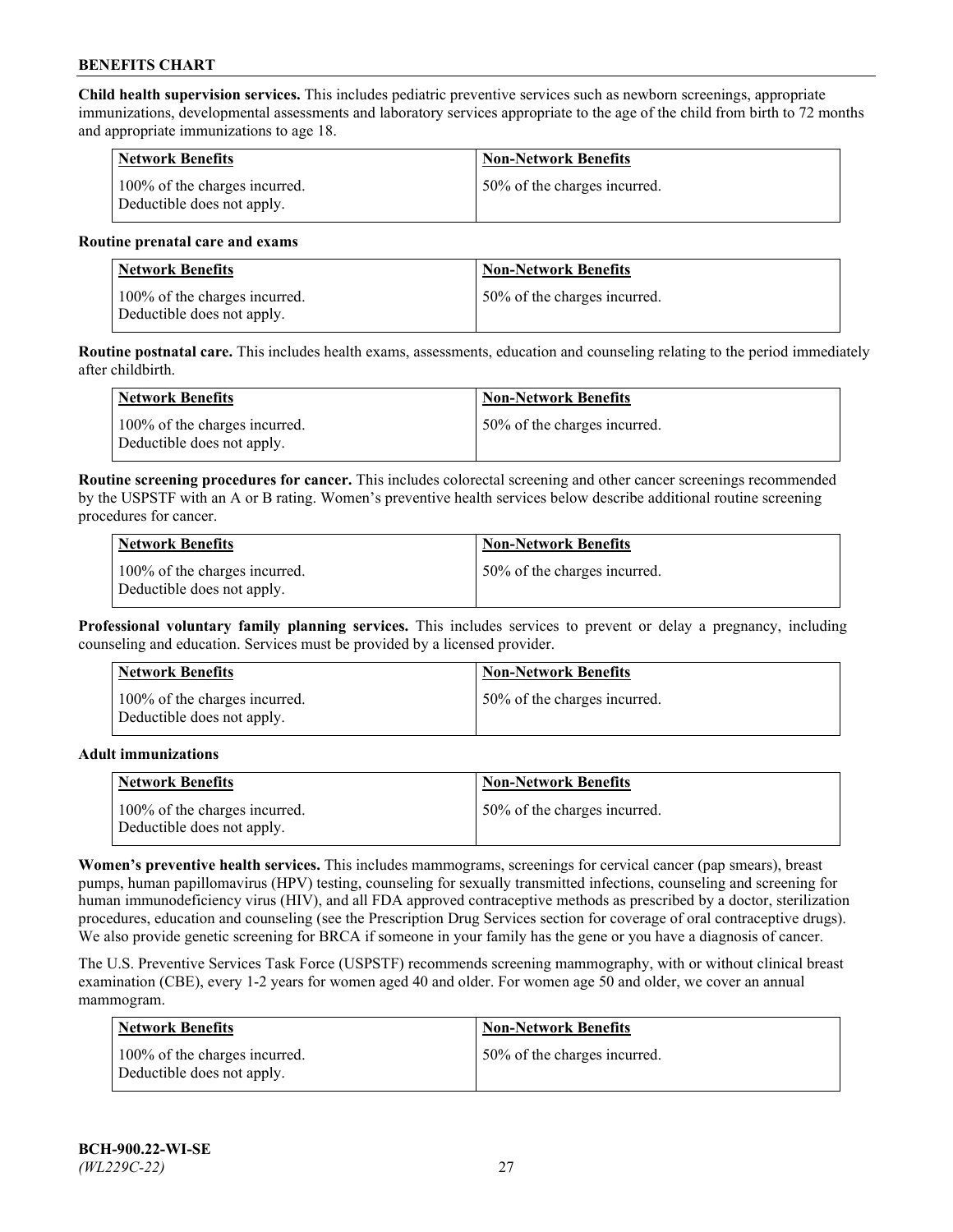**Child health supervision services.** This includes pediatric preventive services such as newborn screenings, appropriate immunizations, developmental assessments and laboratory services appropriate to the age of the child from birth to 72 months and appropriate immunizations to age 18.

| Network Benefits | Non-Network Benefits |
| --- | --- |
| 100% of the charges incurred. Deductible does not apply. | 50% of the charges incurred. |

**Routine prenatal care and exams**

| Network Benefits | Non-Network Benefits |
| --- | --- |
| 100% of the charges incurred. Deductible does not apply. | 50% of the charges incurred. |

**Routine postnatal care.** This includes health exams, assessments, education and counseling relating to the period immediately after childbirth.

| Network Benefits | Non-Network Benefits |
| --- | --- |
| 100% of the charges incurred. Deductible does not apply. | 50% of the charges incurred. |

**Routine screening procedures for cancer.** This includes colorectal screening and other cancer screenings recommended by the USPSTF with an A or B rating. Women's preventive health services below describe additional routine screening procedures for cancer.

| Network Benefits | Non-Network Benefits |
| --- | --- |
| 100% of the charges incurred. Deductible does not apply. | 50% of the charges incurred. |

**Professional voluntary family planning services.** This includes services to prevent or delay a pregnancy, including counseling and education. Services must be provided by a licensed provider.

| Network Benefits | Non-Network Benefits |
| --- | --- |
| 100% of the charges incurred. Deductible does not apply. | 50% of the charges incurred. |

**Adult immunizations**

| Network Benefits | Non-Network Benefits |
| --- | --- |
| 100% of the charges incurred. Deductible does not apply. | 50% of the charges incurred. |

**Women's preventive health services.** This includes mammograms, screenings for cervical cancer (pap smears), breast pumps, human papillomavirus (HPV) testing, counseling for sexually transmitted infections, counseling and screening for human immunodeficiency virus (HIV), and all FDA approved contraceptive methods as prescribed by a doctor, sterilization procedures, education and counseling (see the Prescription Drug Services section for coverage of oral contraceptive drugs). We also provide genetic screening for BRCA if someone in your family has the gene or you have a diagnosis of cancer.

The U.S. Preventive Services Task Force (USPSTF) recommends screening mammography, with or without clinical breast examination (CBE), every 1-2 years for women aged 40 and older. For women age 50 and older, we cover an annual mammogram.

| Network Benefits | Non-Network Benefits |
| --- | --- |
| 100% of the charges incurred. Deductible does not apply. | 50% of the charges incurred. |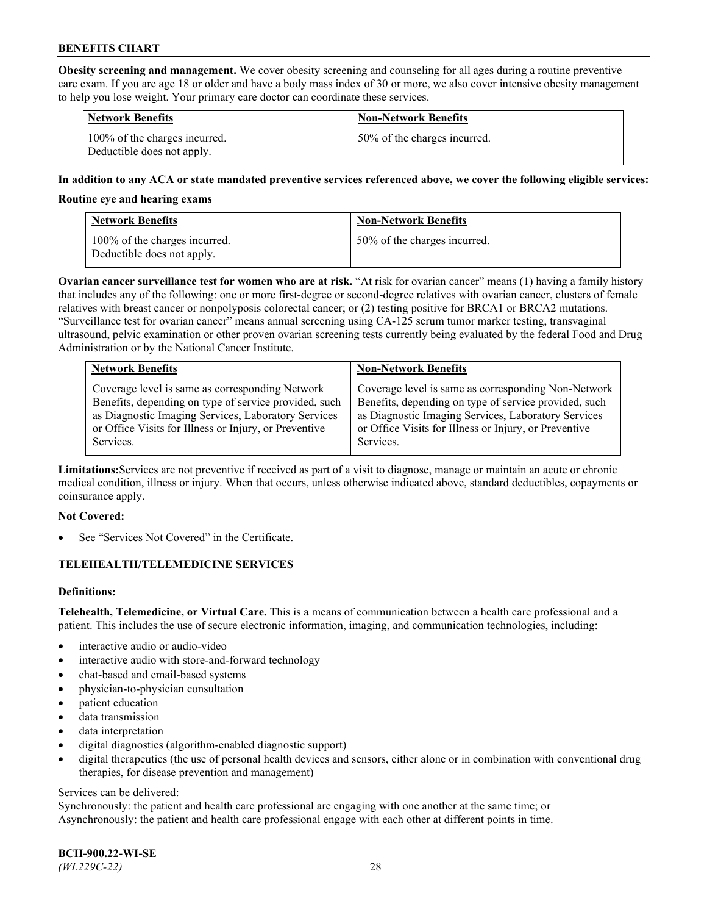**Obesity screening and management.** We cover obesity screening and counseling for all ages during a routine preventive care exam. If you are age 18 or older and have a body mass index of 30 or more, we also cover intensive obesity management to help you lose weight. Your primary care doctor can coordinate these services.

| Network Benefits | Non-Network Benefits |
|---|---|
| 100% of the charges incurred. Deductible does not apply. | 50% of the charges incurred. |

**In addition to any ACA or state mandated preventive services referenced above, we cover the following eligible services:**

**Routine eye and hearing exams**

| Network Benefits | Non-Network Benefits |
|---|---|
| 100% of the charges incurred. Deductible does not apply. | 50% of the charges incurred. |

**Ovarian cancer surveillance test for women who are at risk.** "At risk for ovarian cancer" means (1) having a family history that includes any of the following: one or more first-degree or second-degree relatives with ovarian cancer, clusters of female relatives with breast cancer or nonpolyposis colorectal cancer; or (2) testing positive for BRCA1 or BRCA2 mutations. "Surveillance test for ovarian cancer" means annual screening using CA-125 serum tumor marker testing, transvaginal ultrasound, pelvic examination or other proven ovarian screening tests currently being evaluated by the federal Food and Drug Administration or by the National Cancer Institute.

| Network Benefits | Non-Network Benefits |
|---|---|
| Coverage level is same as corresponding Network Benefits, depending on type of service provided, such as Diagnostic Imaging Services, Laboratory Services or Office Visits for Illness or Injury, or Preventive Services. | Coverage level is same as corresponding Non-Network Benefits, depending on type of service provided, such as Diagnostic Imaging Services, Laboratory Services or Office Visits for Illness or Injury, or Preventive Services. |

**Limitations:** Services are not preventive if received as part of a visit to diagnose, manage or maintain an acute or chronic medical condition, illness or injury. When that occurs, unless otherwise indicated above, standard deductibles, copayments or coinsurance apply.

**Not Covered:**

- See "Services Not Covered" in the Certificate.

## TELEHEALTH/TELEMEDICINE SERVICES

**Definitions:**

**Telehealth, Telemedicine, or Virtual Care.** This is a means of communication between a health care professional and a patient. This includes the use of secure electronic information, imaging, and communication technologies, including:

- interactive audio or audio-video
- interactive audio with store-and-forward technology
- chat-based and email-based systems
- physician-to-physician consultation
- patient education
- data transmission
- data interpretation
- digital diagnostics (algorithm-enabled diagnostic support)
- digital therapeutics (the use of personal health devices and sensors, either alone or in combination with conventional drug therapies, for disease prevention and management)

Services can be delivered:
Synchronously: the patient and health care professional are engaging with one another at the same time; or
Asynchronously: the patient and health care professional engage with each other at different points in time.

**BCH-900.22-WI-SE**
*(WL229C-22)*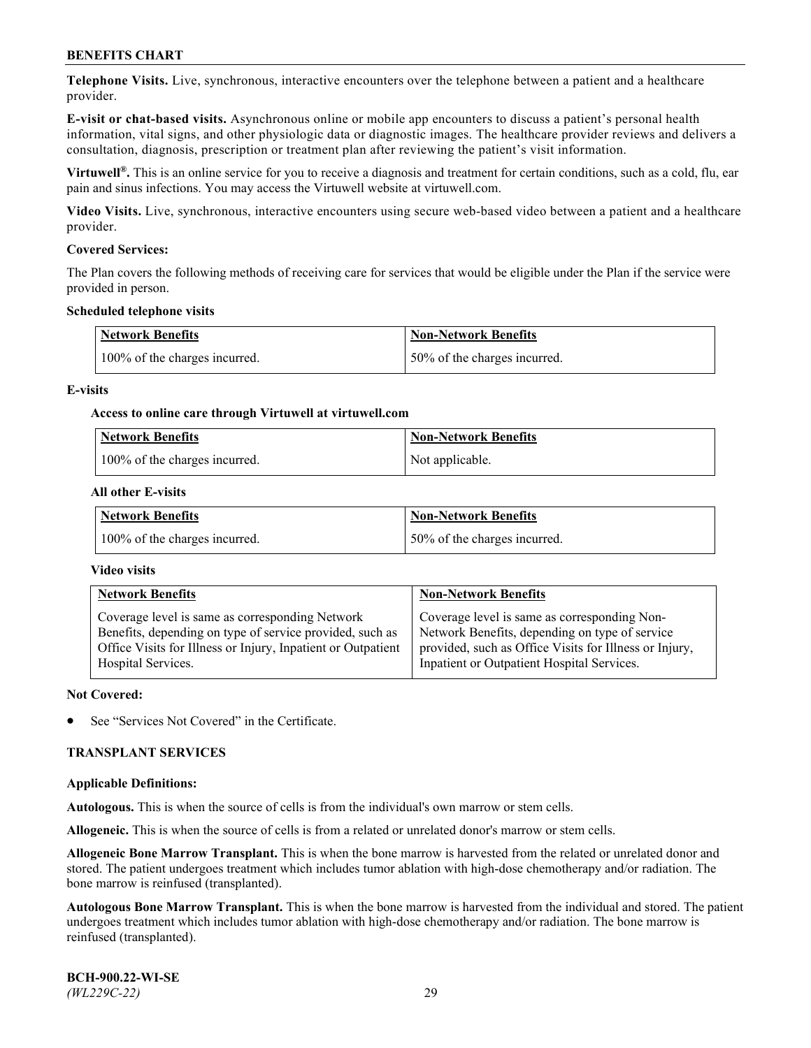**Telephone Visits.** Live, synchronous, interactive encounters over the telephone between a patient and a healthcare provider.

**E-visit or chat-based visits.** Asynchronous online or mobile app encounters to discuss a patient's personal health information, vital signs, and other physiologic data or diagnostic images. The healthcare provider reviews and delivers a consultation, diagnosis, prescription or treatment plan after reviewing the patient's visit information.

**Virtuwell®.** This is an online service for you to receive a diagnosis and treatment for certain conditions, such as a cold, flu, ear pain and sinus infections. You may access the Virtuwell website at virtuwell.com.

**Video Visits.** Live, synchronous, interactive encounters using secure web-based video between a patient and a healthcare provider.

**Covered Services:**

The Plan covers the following methods of receiving care for services that would be eligible under the Plan if the service were provided in person.

**Scheduled telephone visits**

| Network Benefits | Non-Network Benefits |
|---|---|
| 100% of the charges incurred. | 50% of the charges incurred. |

**E-visits**

**Access to online care through Virtuwell at virtuwell.com**

| Network Benefits | Non-Network Benefits |
|---|---|
| 100% of the charges incurred. | Not applicable. |

**All other E-visits**

| Network Benefits | Non-Network Benefits |
|---|---|
| 100% of the charges incurred. | 50% of the charges incurred. |

**Video visits**

| Network Benefits | Non-Network Benefits |
|---|---|
| Coverage level is same as corresponding Network Benefits, depending on type of service provided, such as Office Visits for Illness or Injury, Inpatient or Outpatient Hospital Services. | Coverage level is same as corresponding Non-Network Benefits, depending on type of service provided, such as Office Visits for Illness or Injury, Inpatient or Outpatient Hospital Services. |

**Not Covered:**

- See "Services Not Covered" in the Certificate.

## TRANSPLANT SERVICES

**Applicable Definitions:**

**Autologous.** This is when the source of cells is from the individual's own marrow or stem cells.

**Allogeneic.** This is when the source of cells is from a related or unrelated donor's marrow or stem cells.

**Allogeneic Bone Marrow Transplant.** This is when the bone marrow is harvested from the related or unrelated donor and stored. The patient undergoes treatment which includes tumor ablation with high-dose chemotherapy and/or radiation. The bone marrow is reinfused (transplanted).

**Autologous Bone Marrow Transplant.** This is when the bone marrow is harvested from the individual and stored. The patient undergoes treatment which includes tumor ablation with high-dose chemotherapy and/or radiation. The bone marrow is reinfused (transplanted).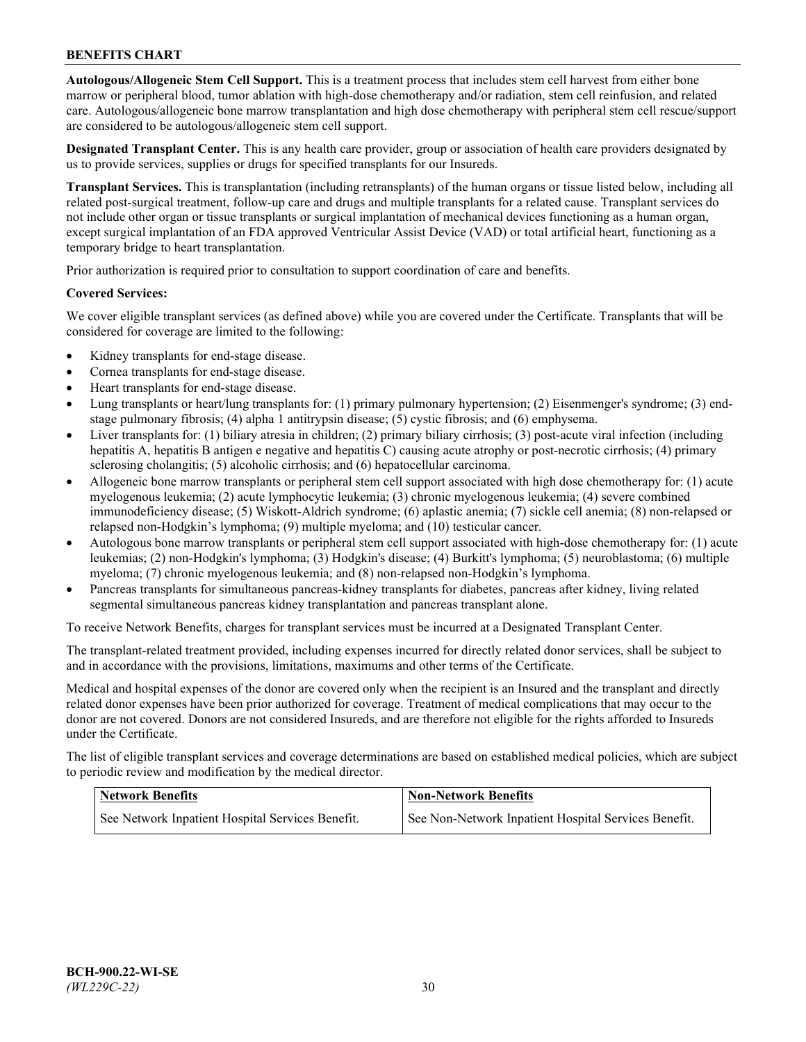**Autologous/Allogeneic Stem Cell Support.** This is a treatment process that includes stem cell harvest from either bone marrow or peripheral blood, tumor ablation with high-dose chemotherapy and/or radiation, stem cell reinfusion, and related care. Autologous/allogeneic bone marrow transplantation and high dose chemotherapy with peripheral stem cell rescue/support are considered to be autologous/allogeneic stem cell support.

**Designated Transplant Center.** This is any health care provider, group or association of health care providers designated by us to provide services, supplies or drugs for specified transplants for our Insureds.

**Transplant Services.** This is transplantation (including retransplants) of the human organs or tissue listed below, including all related post-surgical treatment, follow-up care and drugs and multiple transplants for a related cause. Transplant services do not include other organ or tissue transplants or surgical implantation of mechanical devices functioning as a human organ, except surgical implantation of an FDA approved Ventricular Assist Device (VAD) or total artificial heart, functioning as a temporary bridge to heart transplantation.

Prior authorization is required prior to consultation to support coordination of care and benefits.

**Covered Services:**

We cover eligible transplant services (as defined above) while you are covered under the Certificate. Transplants that will be considered for coverage are limited to the following:

- Kidney transplants for end-stage disease.
- Cornea transplants for end-stage disease.
- Heart transplants for end-stage disease.
- Lung transplants or heart/lung transplants for: (1) primary pulmonary hypertension; (2) Eisenmenger's syndrome; (3) end-stage pulmonary fibrosis; (4) alpha 1 antitrypsin disease; (5) cystic fibrosis; and (6) emphysema.
- Liver transplants for: (1) biliary atresia in children; (2) primary biliary cirrhosis; (3) post-acute viral infection (including hepatitis A, hepatitis B antigen e negative and hepatitis C) causing acute atrophy or post-necrotic cirrhosis; (4) primary sclerosing cholangitis; (5) alcoholic cirrhosis; and (6) hepatocellular carcinoma.
- Allogeneic bone marrow transplants or peripheral stem cell support associated with high dose chemotherapy for: (1) acute myelogenous leukemia; (2) acute lymphocytic leukemia; (3) chronic myelogenous leukemia; (4) severe combined immunodeficiency disease; (5) Wiskott-Aldrich syndrome; (6) aplastic anemia; (7) sickle cell anemia; (8) non-relapsed or relapsed non-Hodgkin's lymphoma; (9) multiple myeloma; and (10) testicular cancer.
- Autologous bone marrow transplants or peripheral stem cell support associated with high-dose chemotherapy for: (1) acute leukemias; (2) non-Hodgkin's lymphoma; (3) Hodgkin's disease; (4) Burkitt's lymphoma; (5) neuroblastoma; (6) multiple myeloma; (7) chronic myelogenous leukemia; and (8) non-relapsed non-Hodgkin's lymphoma.
- Pancreas transplants for simultaneous pancreas-kidney transplants for diabetes, pancreas after kidney, living related segmental simultaneous pancreas kidney transplantation and pancreas transplant alone.

To receive Network Benefits, charges for transplant services must be incurred at a Designated Transplant Center.

The transplant-related treatment provided, including expenses incurred for directly related donor services, shall be subject to and in accordance with the provisions, limitations, maximums and other terms of the Certificate.

Medical and hospital expenses of the donor are covered only when the recipient is an Insured and the transplant and directly related donor expenses have been prior authorized for coverage. Treatment of medical complications that may occur to the donor are not covered. Donors are not considered Insureds, and are therefore not eligible for the rights afforded to Insureds under the Certificate.

The list of eligible transplant services and coverage determinations are based on established medical policies, which are subject to periodic review and modification by the medical director.

| Network Benefits | Non-Network Benefits |
|---|---|
| See Network Inpatient Hospital Services Benefit. | See Non-Network Inpatient Hospital Services Benefit. |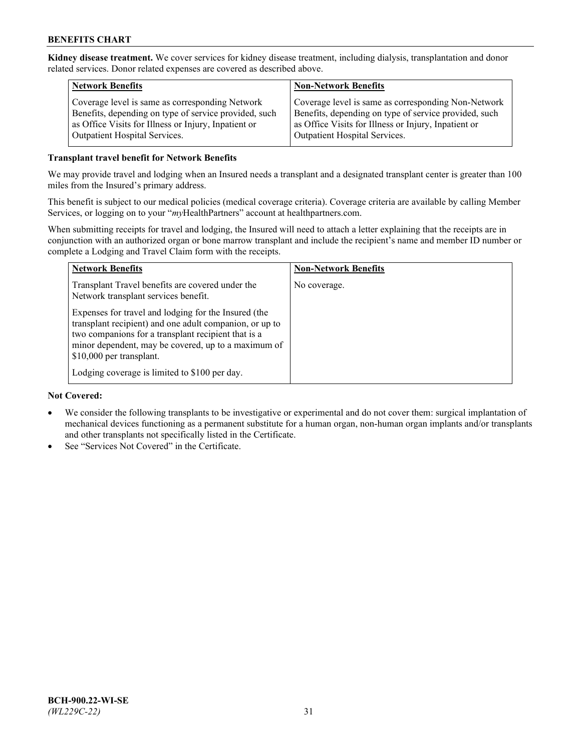**Kidney disease treatment.** We cover services for kidney disease treatment, including dialysis, transplantation and donor related services. Donor related expenses are covered as described above.

| Network Benefits | Non-Network Benefits |
| --- | --- |
| Coverage level is same as corresponding Network Benefits, depending on type of service provided, such as Office Visits for Illness or Injury, Inpatient or Outpatient Hospital Services. | Coverage level is same as corresponding Non-Network Benefits, depending on type of service provided, such as Office Visits for Illness or Injury, Inpatient or Outpatient Hospital Services. |

**Transplant travel benefit for Network Benefits**

We may provide travel and lodging when an Insured needs a transplant and a designated transplant center is greater than 100 miles from the Insured's primary address.

This benefit is subject to our medical policies (medical coverage criteria). Coverage criteria are available by calling Member Services, or logging on to your "*my*HealthPartners" account at healthpartners.com.

When submitting receipts for travel and lodging, the Insured will need to attach a letter explaining that the receipts are in conjunction with an authorized organ or bone marrow transplant and include the recipient's name and member ID number or complete a Lodging and Travel Claim form with the receipts.

| Network Benefits | Non-Network Benefits |
| --- | --- |
| Transplant Travel benefits are covered under the Network transplant services benefit.<br><br>Expenses for travel and lodging for the Insured (the transplant recipient) and one adult companion, or up to two companions for a transplant recipient that is a minor dependent, may be covered, up to a maximum of $10,000 per transplant.<br><br>Lodging coverage is limited to $100 per day. | No coverage. |

**Not Covered:**

- We consider the following transplants to be investigative or experimental and do not cover them: surgical implantation of mechanical devices functioning as a permanent substitute for a human organ, non-human organ implants and/or transplants and other transplants not specifically listed in the Certificate.
- See "Services Not Covered" in the Certificate.